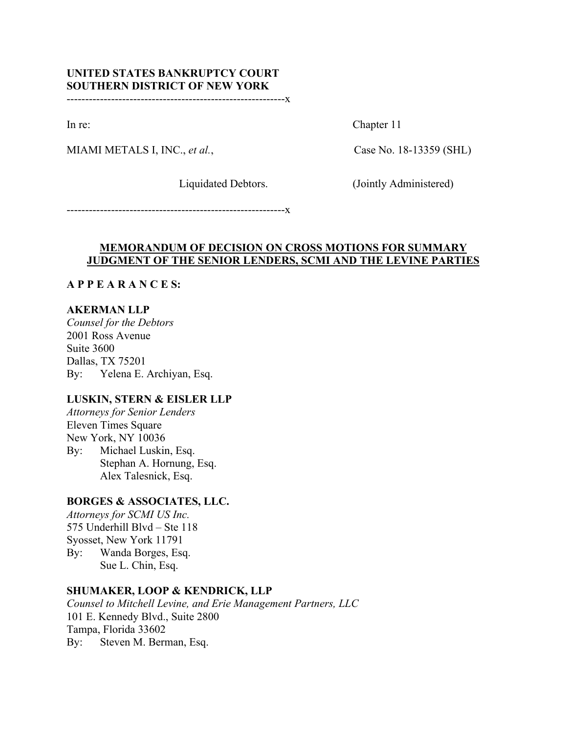**UNITED STATES BANKRUPTCY COURT**
**SOUTHERN DISTRICT OF NEW YORK**

-----------------------------------------------------------x

In re: Chapter 11

MIAMI METALS I, INC., *et al.*, Case No. 18-13359 (SHL)

Liquidated Debtors. (Jointly Administered)

-----------------------------------------------------------x

## MEMORANDUM OF DECISION ON CROSS MOTIONS FOR SUMMARY JUDGMENT OF THE SENIOR LENDERS, SCMI AND THE LEVINE PARTIES

**A P P E A R A N C E S:**

**AKERMAN LLP**
*Counsel for the Debtors*
2001 Ross Avenue
Suite 3600
Dallas, TX 75201
By: Yelena E. Archiyan, Esq.

**LUSKIN, STERN & EISLER LLP**
*Attorneys for Senior Lenders*
Eleven Times Square
New York, NY 10036
By: Michael Luskin, Esq.
Stephan A. Hornung, Esq.
Alex Talesnick, Esq.

**BORGES & ASSOCIATES, LLC.**
*Attorneys for SCMI US Inc.*
575 Underhill Blvd – Ste 118
Syosset, New York 11791
By: Wanda Borges, Esq.
Sue L. Chin, Esq.

**SHUMAKER, LOOP & KENDRICK, LLP**
*Counsel to Mitchell Levine, and Erie Management Partners, LLC*
101 E. Kennedy Blvd., Suite 2800
Tampa, Florida 33602
By: Steven M. Berman, Esq.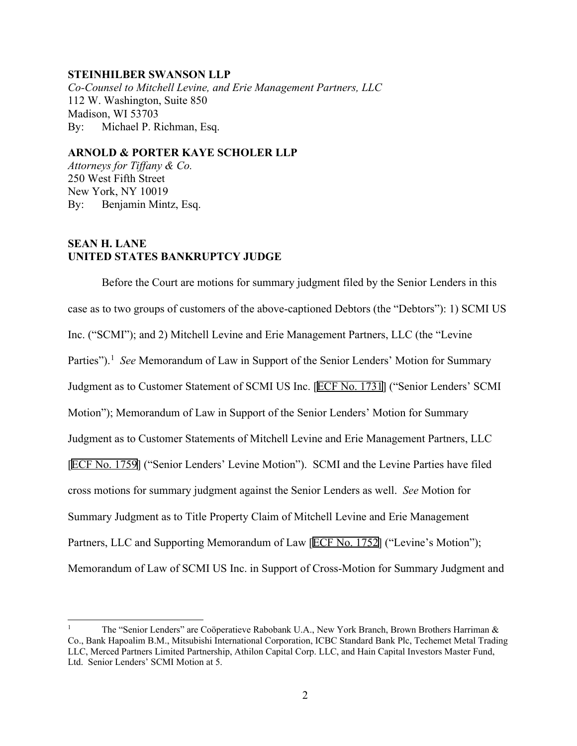**STEINHILBER SWANSON LLP**
*Co-Counsel to Mitchell Levine, and Erie Management Partners, LLC*
112 W. Washington, Suite 850
Madison, WI 53703
By: Michael P. Richman, Esq.

**ARNOLD & PORTER KAYE SCHOLER LLP**
*Attorneys for Tiffany & Co.*
250 West Fifth Street
New York, NY 10019
By: Benjamin Mintz, Esq.

**SEAN H. LANE**
**UNITED STATES BANKRUPTCY JUDGE**

Before the Court are motions for summary judgment filed by the Senior Lenders in this case as to two groups of customers of the above-captioned Debtors (the "Debtors"): 1) SCMI US Inc. ("SCMI"); and 2) Mitchell Levine and Erie Management Partners, LLC (the "Levine Parties").[1] *See* Memorandum of Law in Support of the Senior Lenders' Motion for Summary Judgment as to Customer Statement of SCMI US Inc. [ECF No. 1731] ("Senior Lenders' SCMI Motion"); Memorandum of Law in Support of the Senior Lenders' Motion for Summary Judgment as to Customer Statements of Mitchell Levine and Erie Management Partners, LLC [ECF No. 1759] ("Senior Lenders' Levine Motion"). SCMI and the Levine Parties have filed cross motions for summary judgment against the Senior Lenders as well. *See* Motion for Summary Judgment as to Title Property Claim of Mitchell Levine and Erie Management Partners, LLC and Supporting Memorandum of Law [ECF No. 1752] ("Levine's Motion"); Memorandum of Law of SCMI US Inc. in Support of Cross-Motion for Summary Judgment and

---

[1] The "Senior Lenders" are Coöperatieve Rabobank U.A., New York Branch, Brown Brothers Harriman & Co., Bank Hapoalim B.M., Mitsubishi International Corporation, ICBC Standard Bank Plc, Techemet Metal Trading LLC, Merced Partners Limited Partnership, Athilon Capital Corp. LLC, and Hain Capital Investors Master Fund, Ltd. Senior Lenders' SCMI Motion at 5.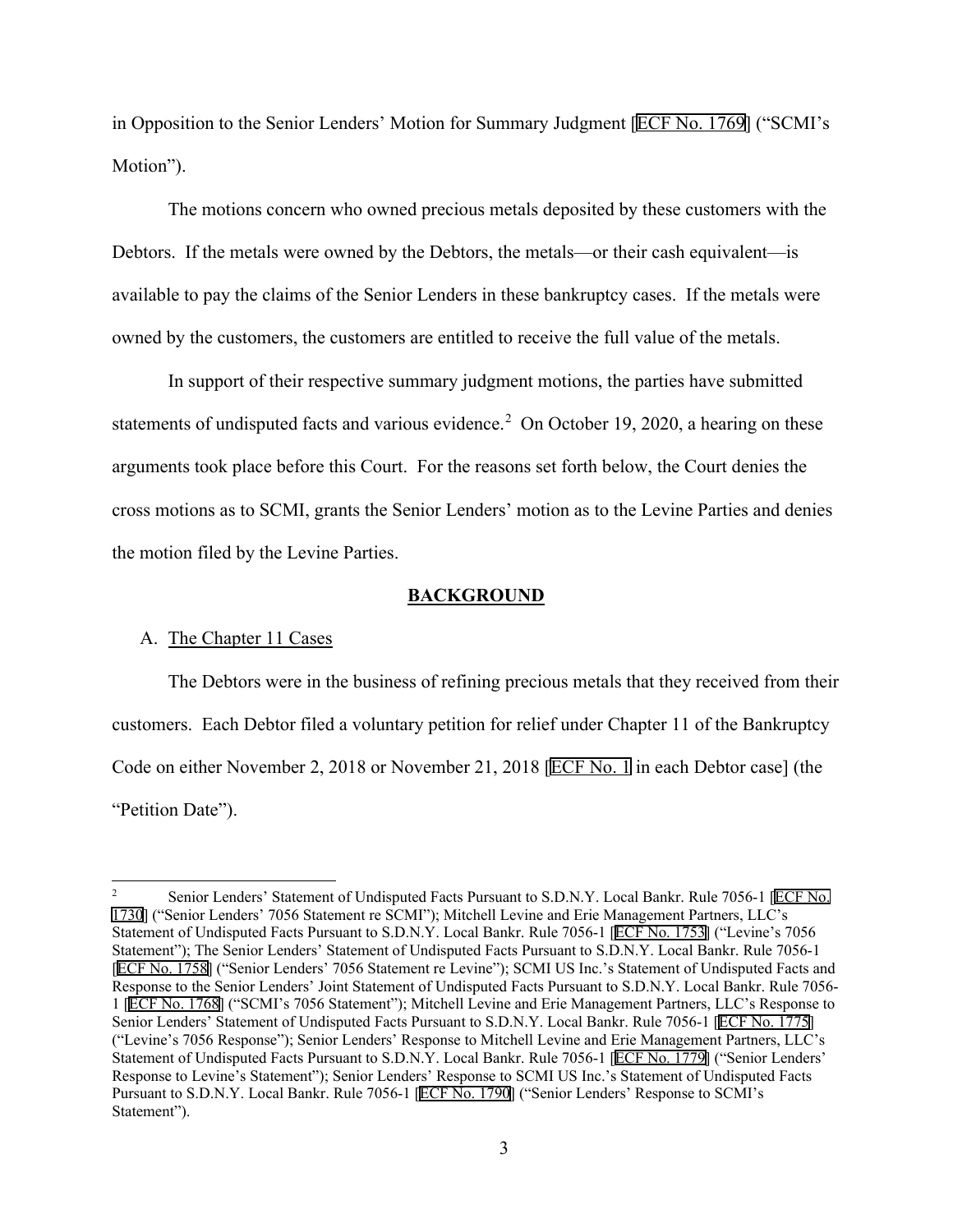in Opposition to the Senior Lenders' Motion for Summary Judgment [ECF No. 1769] ("SCMI's Motion").

The motions concern who owned precious metals deposited by these customers with the Debtors. If the metals were owned by the Debtors, the metals—or their cash equivalent—is available to pay the claims of the Senior Lenders in these bankruptcy cases. If the metals were owned by the customers, the customers are entitled to receive the full value of the metals.

In support of their respective summary judgment motions, the parties have submitted statements of undisputed facts and various evidence.[2] On October 19, 2020, a hearing on these arguments took place before this Court. For the reasons set forth below, the Court denies the cross motions as to SCMI, grants the Senior Lenders' motion as to the Levine Parties and denies the motion filed by the Levine Parties.

## BACKGROUND

### A. The Chapter 11 Cases

The Debtors were in the business of refining precious metals that they received from their customers. Each Debtor filed a voluntary petition for relief under Chapter 11 of the Bankruptcy Code on either November 2, 2018 or November 21, 2018 [ECF No. 1 in each Debtor case] (the "Petition Date").

---

[2] Senior Lenders' Statement of Undisputed Facts Pursuant to S.D.N.Y. Local Bankr. Rule 7056-1 [ECF No. 1730] ("Senior Lenders' 7056 Statement re SCMI"); Mitchell Levine and Erie Management Partners, LLC's Statement of Undisputed Facts Pursuant to S.D.N.Y. Local Bankr. Rule 7056-1 [ECF No. 1753] ("Levine's 7056 Statement"); The Senior Lenders' Statement of Undisputed Facts Pursuant to S.D.N.Y. Local Bankr. Rule 7056-1 [ECF No. 1758] ("Senior Lenders' 7056 Statement re Levine"); SCMI US Inc.'s Statement of Undisputed Facts and Response to the Senior Lenders' Joint Statement of Undisputed Facts Pursuant to S.D.N.Y. Local Bankr. Rule 7056-1 [ECF No. 1768] ("SCMI's 7056 Statement"); Mitchell Levine and Erie Management Partners, LLC's Response to Senior Lenders' Statement of Undisputed Facts Pursuant to S.D.N.Y. Local Bankr. Rule 7056-1 [ECF No. 1775] ("Levine's 7056 Response"); Senior Lenders' Response to Mitchell Levine and Erie Management Partners, LLC's Statement of Undisputed Facts Pursuant to S.D.N.Y. Local Bankr. Rule 7056-1 [ECF No. 1779] ("Senior Lenders' Response to Levine's Statement"); Senior Lenders' Response to SCMI US Inc.'s Statement of Undisputed Facts Pursuant to S.D.N.Y. Local Bankr. Rule 7056-1 [ECF No. 1790] ("Senior Lenders' Response to SCMI's Statement").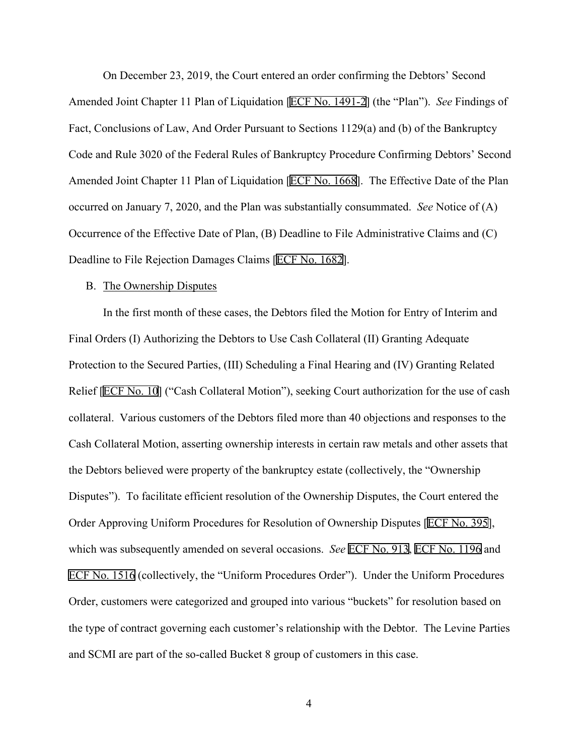On December 23, 2019, the Court entered an order confirming the Debtors' Second Amended Joint Chapter 11 Plan of Liquidation [ECF No. 1491-2] (the "Plan"). *See* Findings of Fact, Conclusions of Law, And Order Pursuant to Sections 1129(a) and (b) of the Bankruptcy Code and Rule 3020 of the Federal Rules of Bankruptcy Procedure Confirming Debtors' Second Amended Joint Chapter 11 Plan of Liquidation [ECF No. 1668]. The Effective Date of the Plan occurred on January 7, 2020, and the Plan was substantially consummated. *See* Notice of (A) Occurrence of the Effective Date of Plan, (B) Deadline to File Administrative Claims and (C) Deadline to File Rejection Damages Claims [ECF No. 1682].

B. The Ownership Disputes

In the first month of these cases, the Debtors filed the Motion for Entry of Interim and Final Orders (I) Authorizing the Debtors to Use Cash Collateral (II) Granting Adequate Protection to the Secured Parties, (III) Scheduling a Final Hearing and (IV) Granting Related Relief [ECF No. 10] ("Cash Collateral Motion"), seeking Court authorization for the use of cash collateral. Various customers of the Debtors filed more than 40 objections and responses to the Cash Collateral Motion, asserting ownership interests in certain raw metals and other assets that the Debtors believed were property of the bankruptcy estate (collectively, the "Ownership Disputes"). To facilitate efficient resolution of the Ownership Disputes, the Court entered the Order Approving Uniform Procedures for Resolution of Ownership Disputes [ECF No. 395], which was subsequently amended on several occasions. *See* ECF No. 913, ECF No. 1196 and ECF No. 1516 (collectively, the "Uniform Procedures Order"). Under the Uniform Procedures Order, customers were categorized and grouped into various "buckets" for resolution based on the type of contract governing each customer's relationship with the Debtor. The Levine Parties and SCMI are part of the so-called Bucket 8 group of customers in this case.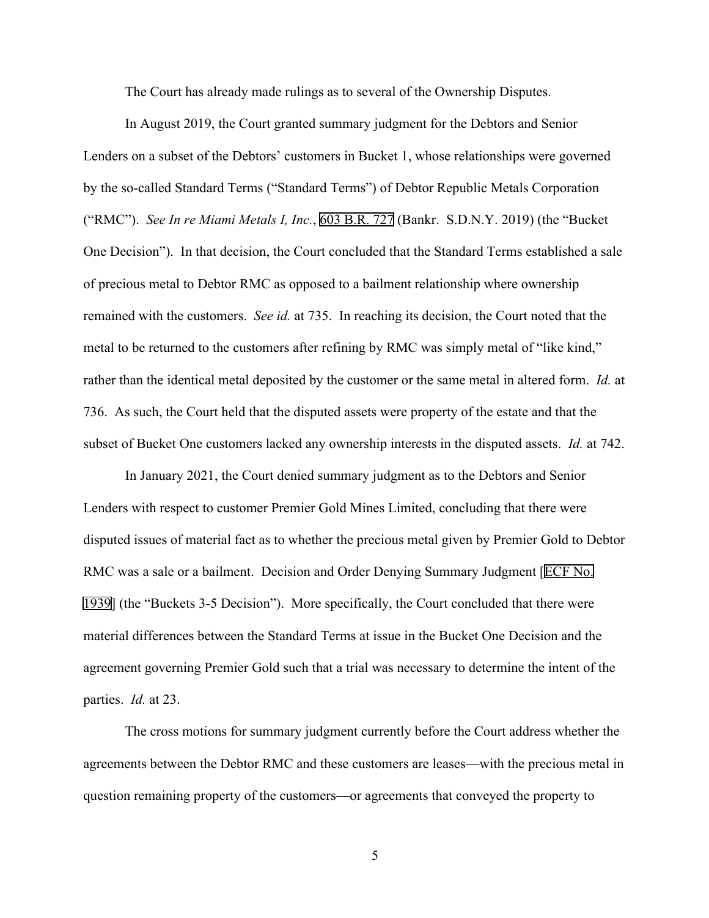The Court has already made rulings as to several of the Ownership Disputes.

In August 2019, the Court granted summary judgment for the Debtors and Senior Lenders on a subset of the Debtors' customers in Bucket 1, whose relationships were governed by the so-called Standard Terms ("Standard Terms") of Debtor Republic Metals Corporation ("RMC"). *See In re Miami Metals I, Inc.*, 603 B.R. 727 (Bankr. S.D.N.Y. 2019) (the "Bucket One Decision"). In that decision, the Court concluded that the Standard Terms established a sale of precious metal to Debtor RMC as opposed to a bailment relationship where ownership remained with the customers. *See id.* at 735. In reaching its decision, the Court noted that the metal to be returned to the customers after refining by RMC was simply metal of "like kind," rather than the identical metal deposited by the customer or the same metal in altered form. *Id.* at 736. As such, the Court held that the disputed assets were property of the estate and that the subset of Bucket One customers lacked any ownership interests in the disputed assets. *Id.* at 742.

In January 2021, the Court denied summary judgment as to the Debtors and Senior Lenders with respect to customer Premier Gold Mines Limited, concluding that there were disputed issues of material fact as to whether the precious metal given by Premier Gold to Debtor RMC was a sale or a bailment. Decision and Order Denying Summary Judgment [ECF No. 1939] (the "Buckets 3-5 Decision"). More specifically, the Court concluded that there were material differences between the Standard Terms at issue in the Bucket One Decision and the agreement governing Premier Gold such that a trial was necessary to determine the intent of the parties. *Id.* at 23.

The cross motions for summary judgment currently before the Court address whether the agreements between the Debtor RMC and these customers are leases—with the precious metal in question remaining property of the customers—or agreements that conveyed the property to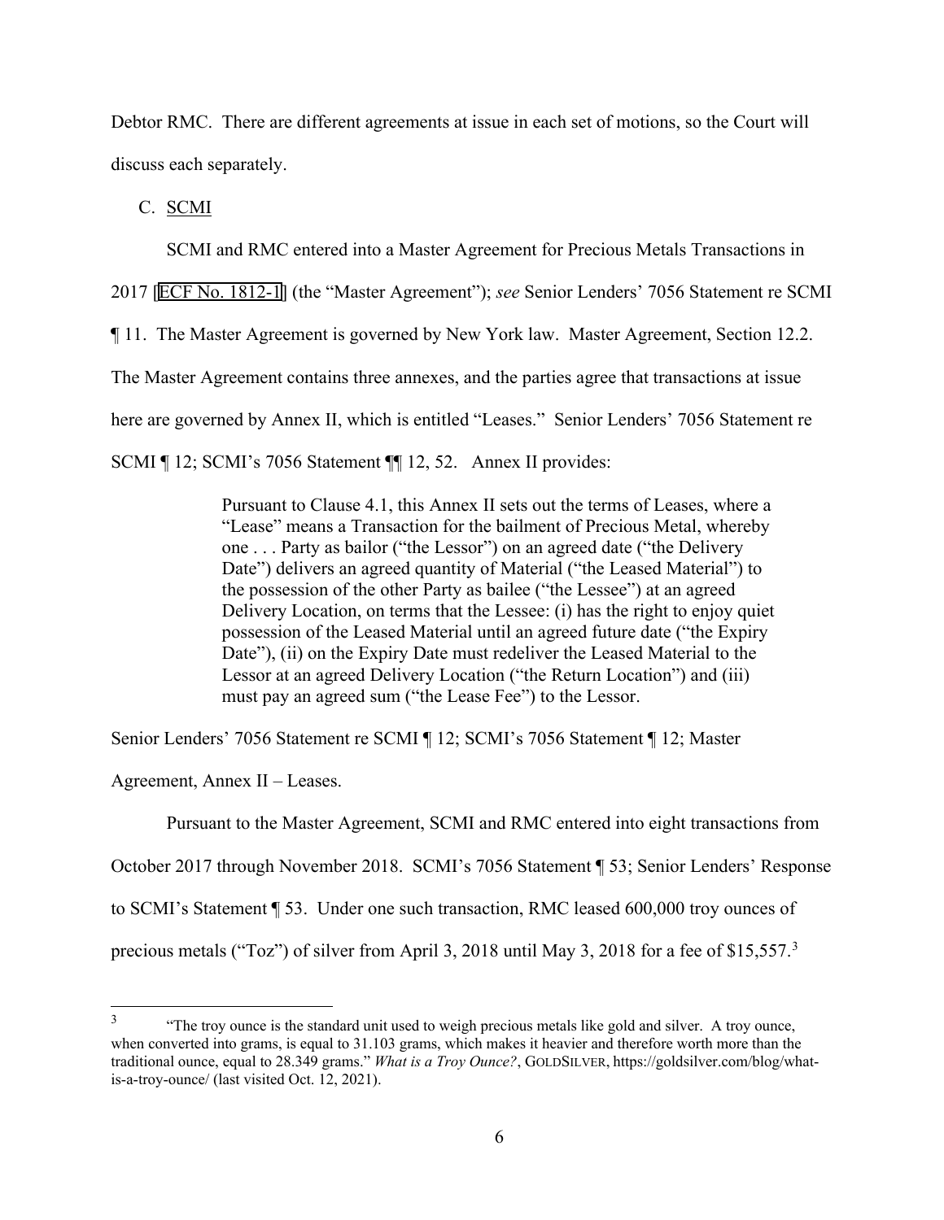Debtor RMC. There are different agreements at issue in each set of motions, so the Court will discuss each separately.

C. SCMI

SCMI and RMC entered into a Master Agreement for Precious Metals Transactions in 2017 [ECF No. 1812-1] (the "Master Agreement"); *see* Senior Lenders' 7056 Statement re SCMI ¶ 11. The Master Agreement is governed by New York law. Master Agreement, Section 12.2. The Master Agreement contains three annexes, and the parties agree that transactions at issue here are governed by Annex II, which is entitled "Leases." Senior Lenders' 7056 Statement re SCMI ¶ 12; SCMI's 7056 Statement ¶¶ 12, 52. Annex II provides:

> Pursuant to Clause 4.1, this Annex II sets out the terms of Leases, where a "Lease" means a Transaction for the bailment of Precious Metal, whereby one . . . Party as bailor ("the Lessor") on an agreed date ("the Delivery Date") delivers an agreed quantity of Material ("the Leased Material") to the possession of the other Party as bailee ("the Lessee") at an agreed Delivery Location, on terms that the Lessee: (i) has the right to enjoy quiet possession of the Leased Material until an agreed future date ("the Expiry Date"), (ii) on the Expiry Date must redeliver the Leased Material to the Lessor at an agreed Delivery Location ("the Return Location") and (iii) must pay an agreed sum ("the Lease Fee") to the Lessor.

Senior Lenders' 7056 Statement re SCMI ¶ 12; SCMI's 7056 Statement ¶ 12; Master Agreement, Annex II – Leases.

Pursuant to the Master Agreement, SCMI and RMC entered into eight transactions from October 2017 through November 2018. SCMI's 7056 Statement ¶ 53; Senior Lenders' Response to SCMI's Statement ¶ 53. Under one such transaction, RMC leased 600,000 troy ounces of precious metals ("Toz") of silver from April 3, 2018 until May 3, 2018 for a fee of $15,557.[3]

[3] "The troy ounce is the standard unit used to weigh precious metals like gold and silver. A troy ounce, when converted into grams, is equal to 31.103 grams, which makes it heavier and therefore worth more than the traditional ounce, equal to 28.349 grams." *What is a Troy Ounce?*, GOLDSILVER, https://goldsilver.com/blog/what-is-a-troy-ounce/ (last visited Oct. 12, 2021).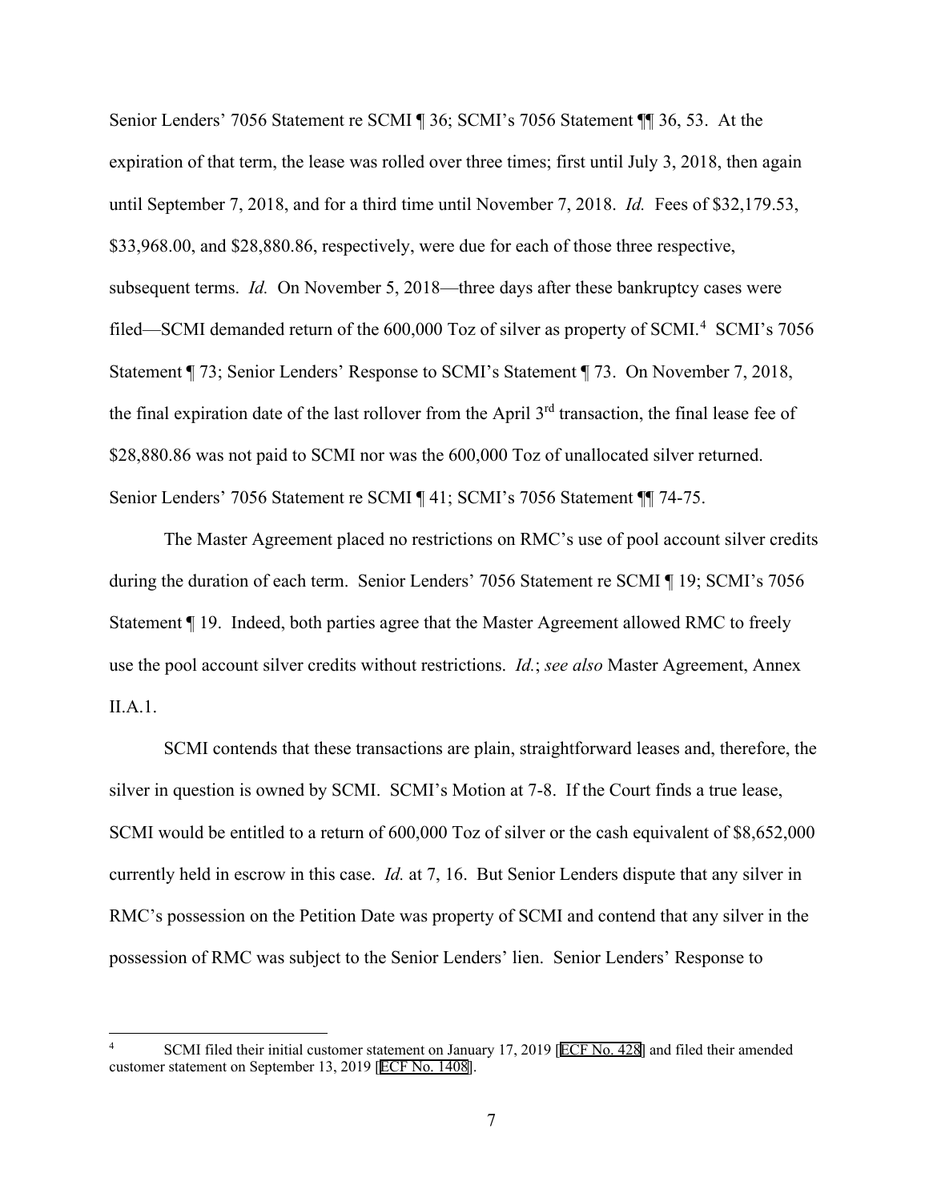Senior Lenders' 7056 Statement re SCMI ¶ 36; SCMI's 7056 Statement ¶¶ 36, 53. At the expiration of that term, the lease was rolled over three times; first until July 3, 2018, then again until September 7, 2018, and for a third time until November 7, 2018. *Id.* Fees of $32,179.53, $33,968.00, and $28,880.86, respectively, were due for each of those three respective, subsequent terms. *Id.* On November 5, 2018—three days after these bankruptcy cases were filed—SCMI demanded return of the 600,000 Toz of silver as property of SCMI.[4] SCMI's 7056 Statement ¶ 73; Senior Lenders' Response to SCMI's Statement ¶ 73. On November 7, 2018, the final expiration date of the last rollover from the April 3rd transaction, the final lease fee of $28,880.86 was not paid to SCMI nor was the 600,000 Toz of unallocated silver returned. Senior Lenders' 7056 Statement re SCMI ¶ 41; SCMI's 7056 Statement ¶¶ 74-75.

The Master Agreement placed no restrictions on RMC's use of pool account silver credits during the duration of each term. Senior Lenders' 7056 Statement re SCMI ¶ 19; SCMI's 7056 Statement ¶ 19. Indeed, both parties agree that the Master Agreement allowed RMC to freely use the pool account silver credits without restrictions. *Id.*; *see also* Master Agreement, Annex II.A.1.

SCMI contends that these transactions are plain, straightforward leases and, therefore, the silver in question is owned by SCMI. SCMI's Motion at 7-8. If the Court finds a true lease, SCMI would be entitled to a return of 600,000 Toz of silver or the cash equivalent of $8,652,000 currently held in escrow in this case. *Id.* at 7, 16. But Senior Lenders dispute that any silver in RMC's possession on the Petition Date was property of SCMI and contend that any silver in the possession of RMC was subject to the Senior Lenders' lien. Senior Lenders' Response to

---

[4] SCMI filed their initial customer statement on January 17, 2019 [ECF No. 428] and filed their amended customer statement on September 13, 2019 [ECF No. 1408].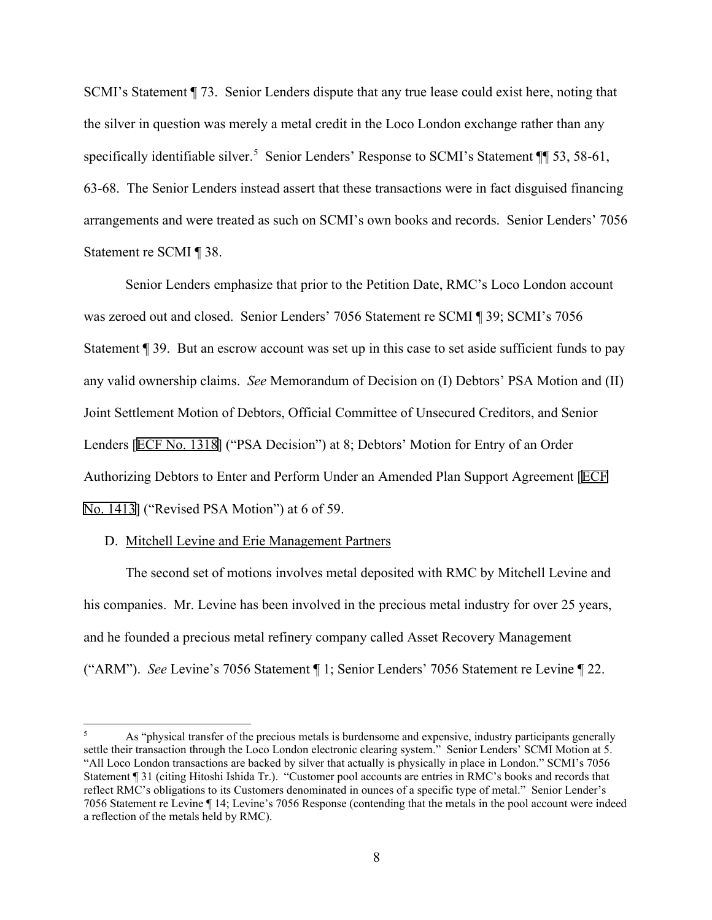SCMI's Statement ¶ 73. Senior Lenders dispute that any true lease could exist here, noting that the silver in question was merely a metal credit in the Loco London exchange rather than any specifically identifiable silver.[5] Senior Lenders' Response to SCMI's Statement ¶¶ 53, 58-61, 63-68. The Senior Lenders instead assert that these transactions were in fact disguised financing arrangements and were treated as such on SCMI's own books and records. Senior Lenders' 7056 Statement re SCMI ¶ 38.

Senior Lenders emphasize that prior to the Petition Date, RMC's Loco London account was zeroed out and closed. Senior Lenders' 7056 Statement re SCMI ¶ 39; SCMI's 7056 Statement ¶ 39. But an escrow account was set up in this case to set aside sufficient funds to pay any valid ownership claims. *See* Memorandum of Decision on (I) Debtors' PSA Motion and (II) Joint Settlement Motion of Debtors, Official Committee of Unsecured Creditors, and Senior Lenders [ECF No. 1318] ("PSA Decision") at 8; Debtors' Motion for Entry of an Order Authorizing Debtors to Enter and Perform Under an Amended Plan Support Agreement [ECF No. 1413] ("Revised PSA Motion") at 6 of 59.

D. <u>Mitchell Levine and Erie Management Partners</u>

The second set of motions involves metal deposited with RMC by Mitchell Levine and his companies. Mr. Levine has been involved in the precious metal industry for over 25 years, and he founded a precious metal refinery company called Asset Recovery Management ("ARM"). *See* Levine's 7056 Statement ¶ 1; Senior Lenders' 7056 Statement re Levine ¶ 22.

---

[5] As "physical transfer of the precious metals is burdensome and expensive, industry participants generally settle their transaction through the Loco London electronic clearing system." Senior Lenders' SCMI Motion at 5. "All Loco London transactions are backed by silver that actually is physically in place in London." SCMI's 7056 Statement ¶ 31 (citing Hitoshi Ishida Tr.). "Customer pool accounts are entries in RMC's books and records that reflect RMC's obligations to its Customers denominated in ounces of a specific type of metal." Senior Lender's 7056 Statement re Levine ¶ 14; Levine's 7056 Response (contending that the metals in the pool account were indeed a reflection of the metals held by RMC).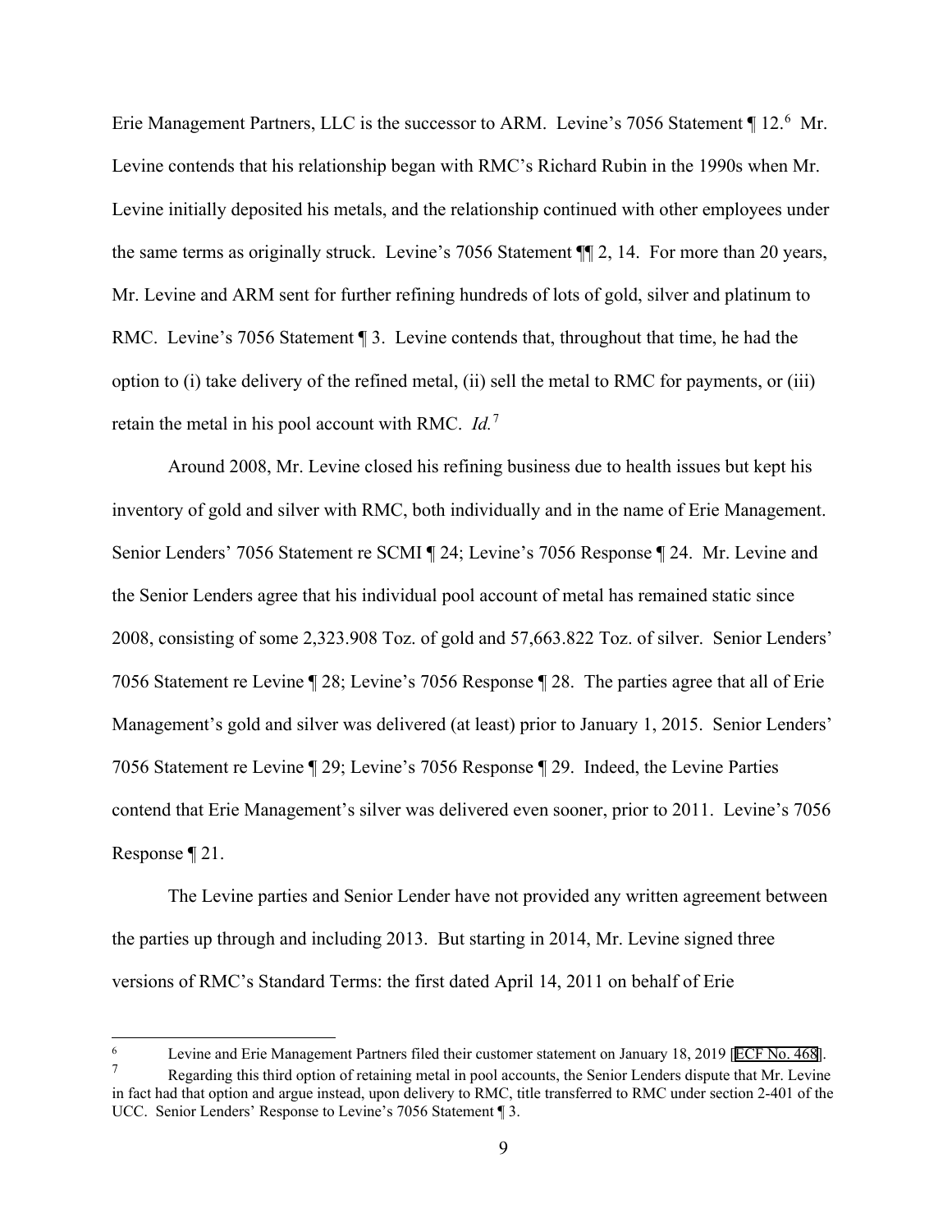Erie Management Partners, LLC is the successor to ARM. Levine's 7056 Statement ¶ 12.[6] Mr. Levine contends that his relationship began with RMC's Richard Rubin in the 1990s when Mr. Levine initially deposited his metals, and the relationship continued with other employees under the same terms as originally struck. Levine's 7056 Statement ¶¶ 2, 14. For more than 20 years, Mr. Levine and ARM sent for further refining hundreds of lots of gold, silver and platinum to RMC. Levine's 7056 Statement ¶ 3. Levine contends that, throughout that time, he had the option to (i) take delivery of the refined metal, (ii) sell the metal to RMC for payments, or (iii) retain the metal in his pool account with RMC. *Id.*[7]

Around 2008, Mr. Levine closed his refining business due to health issues but kept his inventory of gold and silver with RMC, both individually and in the name of Erie Management. Senior Lenders' 7056 Statement re SCMI ¶ 24; Levine's 7056 Response ¶ 24. Mr. Levine and the Senior Lenders agree that his individual pool account of metal has remained static since 2008, consisting of some 2,323.908 Toz. of gold and 57,663.822 Toz. of silver. Senior Lenders' 7056 Statement re Levine ¶ 28; Levine's 7056 Response ¶ 28. The parties agree that all of Erie Management's gold and silver was delivered (at least) prior to January 1, 2015. Senior Lenders' 7056 Statement re Levine ¶ 29; Levine's 7056 Response ¶ 29. Indeed, the Levine Parties contend that Erie Management's silver was delivered even sooner, prior to 2011. Levine's 7056 Response ¶ 21.

The Levine parties and Senior Lender have not provided any written agreement between the parties up through and including 2013. But starting in 2014, Mr. Levine signed three versions of RMC's Standard Terms: the first dated April 14, 2011 on behalf of Erie

---

[6] Levine and Erie Management Partners filed their customer statement on January 18, 2019 [ECF No. 468].

[7] Regarding this third option of retaining metal in pool accounts, the Senior Lenders dispute that Mr. Levine in fact had that option and argue instead, upon delivery to RMC, title transferred to RMC under section 2-401 of the UCC. Senior Lenders' Response to Levine's 7056 Statement ¶ 3.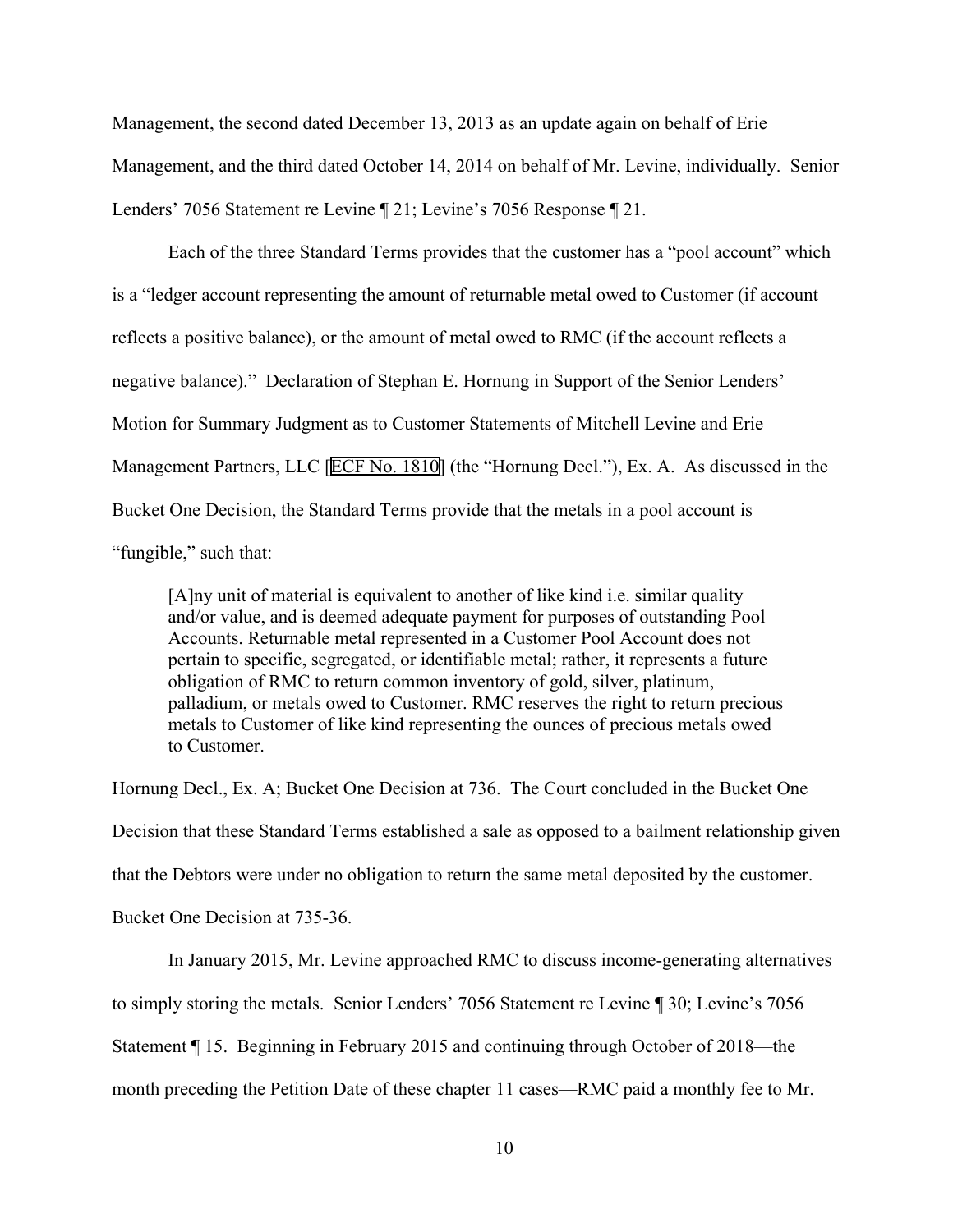Management, the second dated December 13, 2013 as an update again on behalf of Erie Management, and the third dated October 14, 2014 on behalf of Mr. Levine, individually. Senior Lenders' 7056 Statement re Levine ¶ 21; Levine's 7056 Response ¶ 21.

Each of the three Standard Terms provides that the customer has a "pool account" which is a "ledger account representing the amount of returnable metal owed to Customer (if account reflects a positive balance), or the amount of metal owed to RMC (if the account reflects a negative balance)." Declaration of Stephan E. Hornung in Support of the Senior Lenders' Motion for Summary Judgment as to Customer Statements of Mitchell Levine and Erie Management Partners, LLC [ECF No. 1810] (the "Hornung Decl."), Ex. A. As discussed in the Bucket One Decision, the Standard Terms provide that the metals in a pool account is "fungible," such that:

> [A]ny unit of material is equivalent to another of like kind i.e. similar quality and/or value, and is deemed adequate payment for purposes of outstanding Pool Accounts. Returnable metal represented in a Customer Pool Account does not pertain to specific, segregated, or identifiable metal; rather, it represents a future obligation of RMC to return common inventory of gold, silver, platinum, palladium, or metals owed to Customer. RMC reserves the right to return precious metals to Customer of like kind representing the ounces of precious metals owed to Customer.

Hornung Decl., Ex. A; Bucket One Decision at 736. The Court concluded in the Bucket One Decision that these Standard Terms established a sale as opposed to a bailment relationship given that the Debtors were under no obligation to return the same metal deposited by the customer. Bucket One Decision at 735-36.

In January 2015, Mr. Levine approached RMC to discuss income-generating alternatives to simply storing the metals. Senior Lenders' 7056 Statement re Levine ¶ 30; Levine's 7056 Statement ¶ 15. Beginning in February 2015 and continuing through October of 2018—the month preceding the Petition Date of these chapter 11 cases—RMC paid a monthly fee to Mr.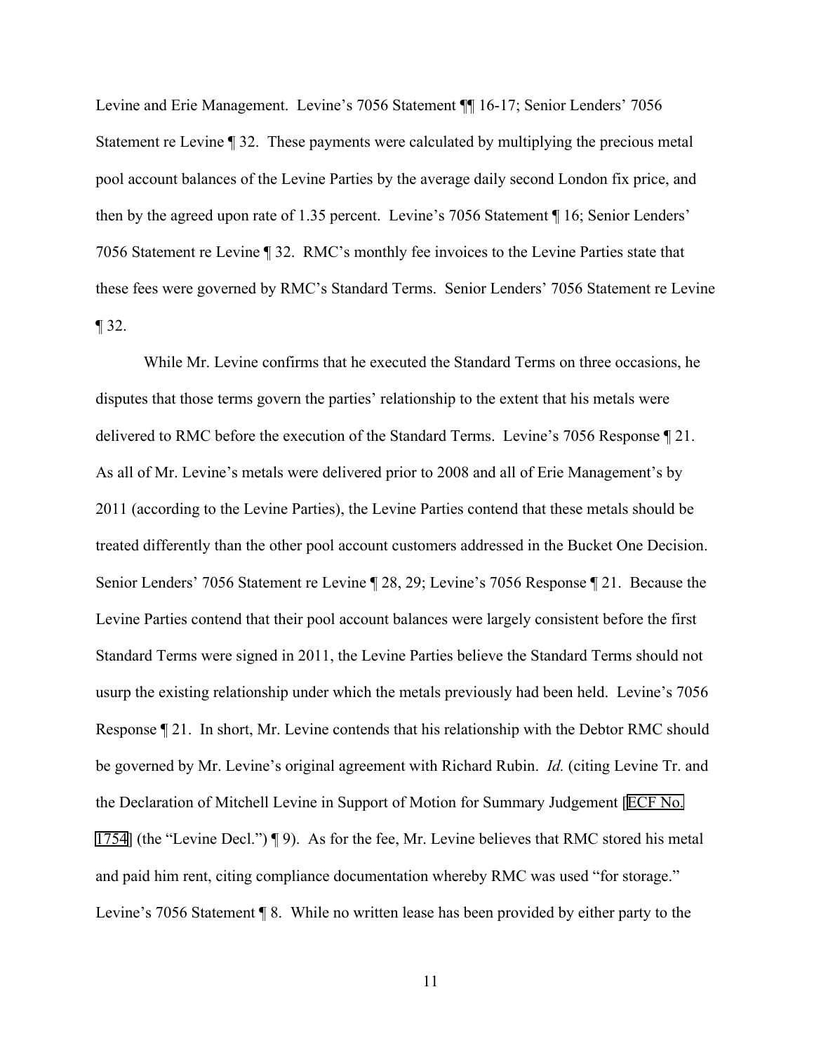Levine and Erie Management. Levine's 7056 Statement ¶¶ 16-17; Senior Lenders' 7056 Statement re Levine ¶ 32. These payments were calculated by multiplying the precious metal pool account balances of the Levine Parties by the average daily second London fix price, and then by the agreed upon rate of 1.35 percent. Levine's 7056 Statement ¶ 16; Senior Lenders' 7056 Statement re Levine ¶ 32. RMC's monthly fee invoices to the Levine Parties state that these fees were governed by RMC's Standard Terms. Senior Lenders' 7056 Statement re Levine ¶ 32.

While Mr. Levine confirms that he executed the Standard Terms on three occasions, he disputes that those terms govern the parties' relationship to the extent that his metals were delivered to RMC before the execution of the Standard Terms. Levine's 7056 Response ¶ 21. As all of Mr. Levine's metals were delivered prior to 2008 and all of Erie Management's by 2011 (according to the Levine Parties), the Levine Parties contend that these metals should be treated differently than the other pool account customers addressed in the Bucket One Decision. Senior Lenders' 7056 Statement re Levine ¶ 28, 29; Levine's 7056 Response ¶ 21. Because the Levine Parties contend that their pool account balances were largely consistent before the first Standard Terms were signed in 2011, the Levine Parties believe the Standard Terms should not usurp the existing relationship under which the metals previously had been held. Levine's 7056 Response ¶ 21. In short, Mr. Levine contends that his relationship with the Debtor RMC should be governed by Mr. Levine's original agreement with Richard Rubin. *Id.* (citing Levine Tr. and the Declaration of Mitchell Levine in Support of Motion for Summary Judgement [ECF No. 1754] (the "Levine Decl.") ¶ 9). As for the fee, Mr. Levine believes that RMC stored his metal and paid him rent, citing compliance documentation whereby RMC was used "for storage." Levine's 7056 Statement ¶ 8. While no written lease has been provided by either party to the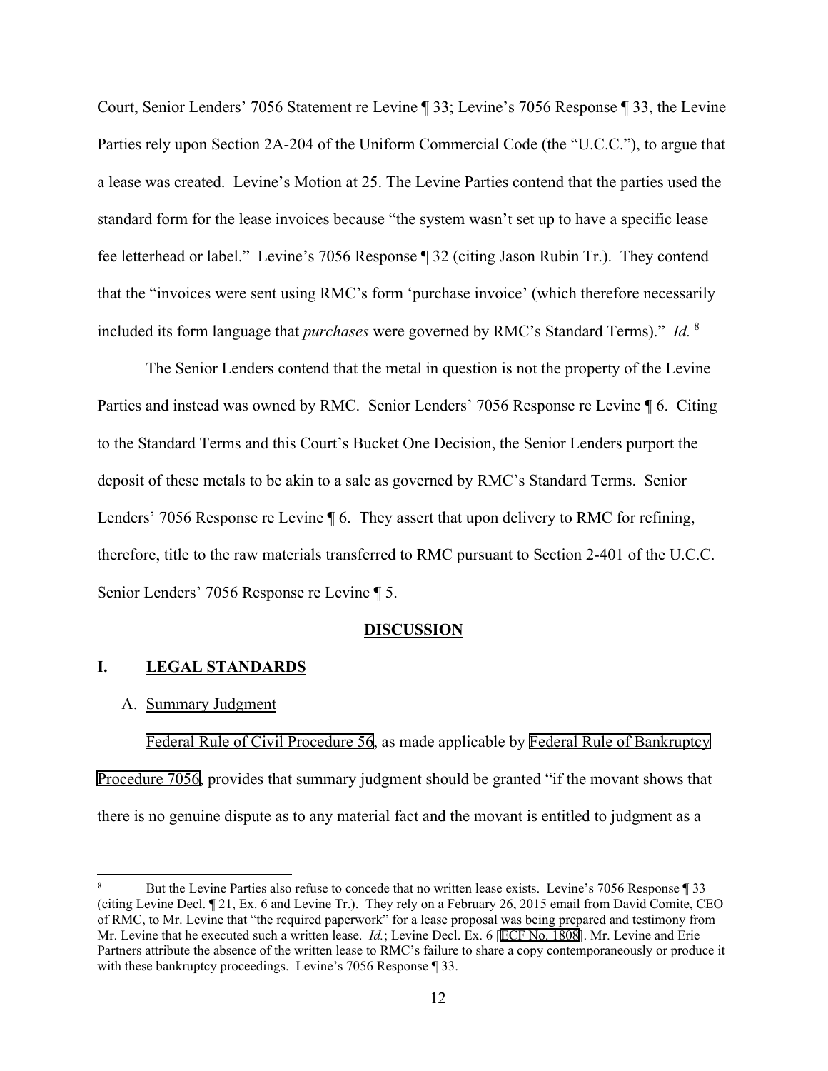Court, Senior Lenders' 7056 Statement re Levine ¶ 33; Levine's 7056 Response ¶ 33, the Levine Parties rely upon Section 2A-204 of the Uniform Commercial Code (the "U.C.C."), to argue that a lease was created. Levine's Motion at 25. The Levine Parties contend that the parties used the standard form for the lease invoices because "the system wasn't set up to have a specific lease fee letterhead or label." Levine's 7056 Response ¶ 32 (citing Jason Rubin Tr.). They contend that the "invoices were sent using RMC's form 'purchase invoice' (which therefore necessarily included its form language that *purchases* were governed by RMC's Standard Terms)." *Id.* [8]

The Senior Lenders contend that the metal in question is not the property of the Levine Parties and instead was owned by RMC. Senior Lenders' 7056 Response re Levine ¶ 6. Citing to the Standard Terms and this Court's Bucket One Decision, the Senior Lenders purport the deposit of these metals to be akin to a sale as governed by RMC's Standard Terms. Senior Lenders' 7056 Response re Levine ¶ 6. They assert that upon delivery to RMC for refining, therefore, title to the raw materials transferred to RMC pursuant to Section 2-401 of the U.C.C. Senior Lenders' 7056 Response re Levine ¶ 5.

## DISCUSSION

### I. LEGAL STANDARDS

#### A. Summary Judgment

Federal Rule of Civil Procedure 56, as made applicable by Federal Rule of Bankruptcy Procedure 7056, provides that summary judgment should be granted "if the movant shows that there is no genuine dispute as to any material fact and the movant is entitled to judgment as a

---

[8] But the Levine Parties also refuse to concede that no written lease exists. Levine's 7056 Response ¶ 33 (citing Levine Decl. ¶ 21, Ex. 6 and Levine Tr.). They rely on a February 26, 2015 email from David Comite, CEO of RMC, to Mr. Levine that "the required paperwork" for a lease proposal was being prepared and testimony from Mr. Levine that he executed such a written lease. *Id.*; Levine Decl. Ex. 6 [ECF No. 1808]. Mr. Levine and Erie Partners attribute the absence of the written lease to RMC's failure to share a copy contemporaneously or produce it with these bankruptcy proceedings. Levine's 7056 Response ¶ 33.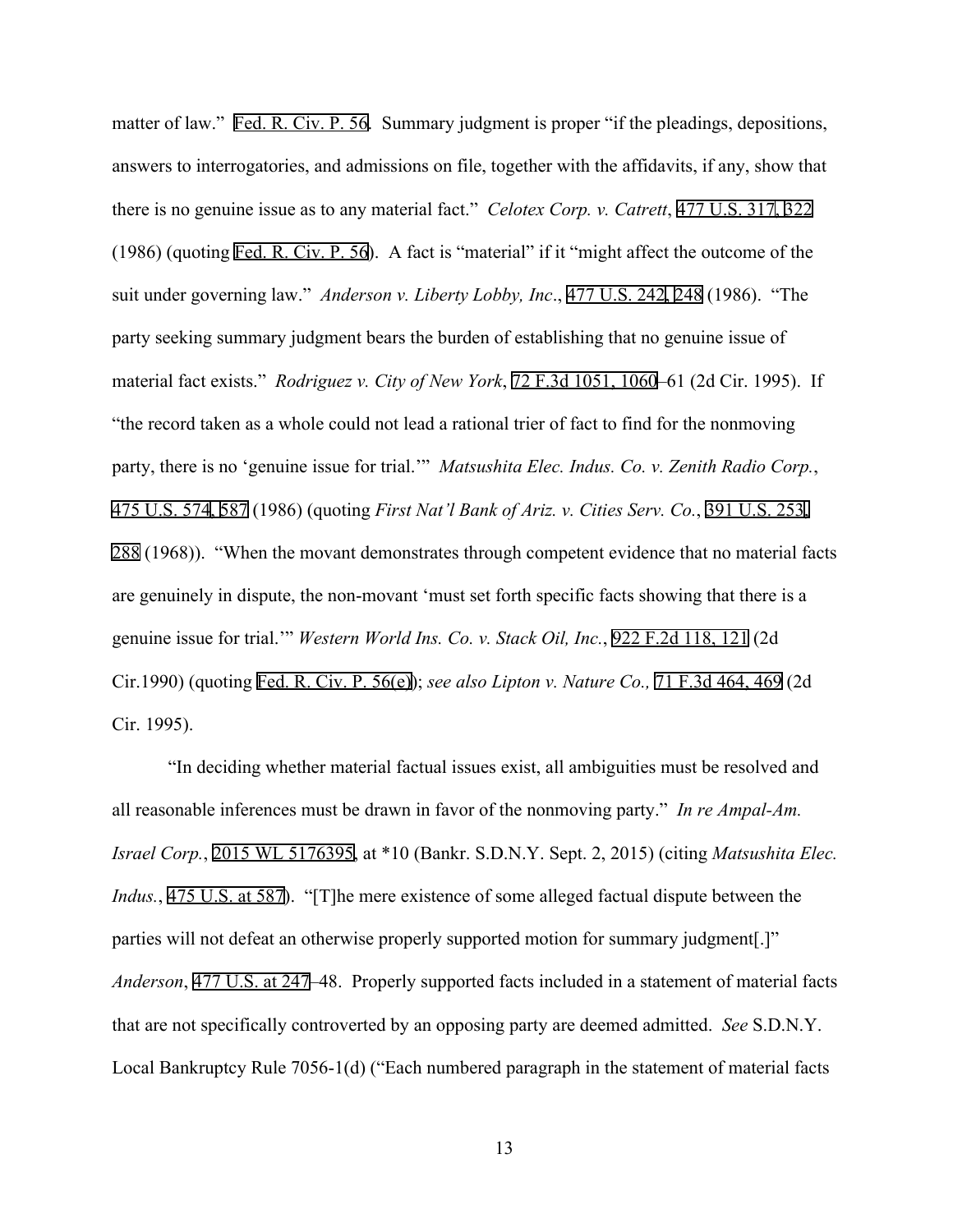matter of law." Fed. R. Civ. P. 56. Summary judgment is proper "if the pleadings, depositions, answers to interrogatories, and admissions on file, together with the affidavits, if any, show that there is no genuine issue as to any material fact." *Celotex Corp. v. Catrett*, 477 U.S. 317, 322 (1986) (quoting Fed. R. Civ. P. 56). A fact is "material" if it "might affect the outcome of the suit under governing law." *Anderson v. Liberty Lobby, Inc*., 477 U.S. 242, 248 (1986). "The party seeking summary judgment bears the burden of establishing that no genuine issue of material fact exists." *Rodriguez v. City of New York*, 72 F.3d 1051, 1060–61 (2d Cir. 1995). If "the record taken as a whole could not lead a rational trier of fact to find for the nonmoving party, there is no 'genuine issue for trial.'" *Matsushita Elec. Indus. Co. v. Zenith Radio Corp.*, 475 U.S. 574, 587 (1986) (quoting *First Nat'l Bank of Ariz. v. Cities Serv. Co.*, 391 U.S. 253, 288 (1968)). "When the movant demonstrates through competent evidence that no material facts are genuinely in dispute, the non-movant 'must set forth specific facts showing that there is a genuine issue for trial.'" *Western World Ins. Co. v. Stack Oil, Inc.*, 922 F.2d 118, 121 (2d Cir.1990) (quoting Fed. R. Civ. P. 56(e)); *see also Lipton v. Nature Co.,* 71 F.3d 464, 469 (2d Cir. 1995).

"In deciding whether material factual issues exist, all ambiguities must be resolved and all reasonable inferences must be drawn in favor of the nonmoving party." *In re Ampal-Am. Israel Corp.*, 2015 WL 5176395, at *10 (Bankr. S.D.N.Y. Sept. 2, 2015) (citing *Matsushita Elec. Indus.*, 475 U.S. at 587). "[T]he mere existence of some alleged factual dispute between the parties will not defeat an otherwise properly supported motion for summary judgment[.]" *Anderson*, 477 U.S. at 247–48. Properly supported facts included in a statement of material facts that are not specifically controverted by an opposing party are deemed admitted. *See* S.D.N.Y. Local Bankruptcy Rule 7056-1(d) ("Each numbered paragraph in the statement of material facts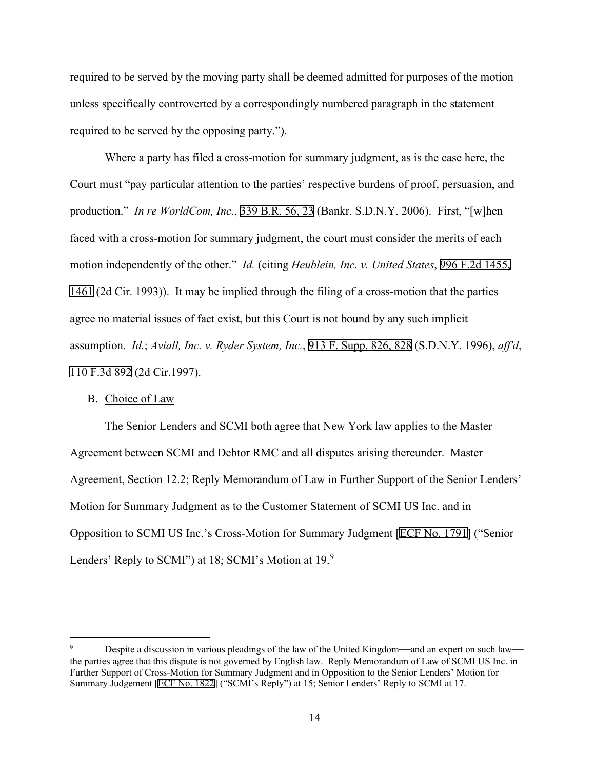required to be served by the moving party shall be deemed admitted for purposes of the motion unless specifically controverted by a correspondingly numbered paragraph in the statement required to be served by the opposing party.").

Where a party has filed a cross-motion for summary judgment, as is the case here, the Court must "pay particular attention to the parties' respective burdens of proof, persuasion, and production." *In re WorldCom, Inc.*, 339 B.R. 56, 23 (Bankr. S.D.N.Y. 2006). First, "[w]hen faced with a cross-motion for summary judgment, the court must consider the merits of each motion independently of the other." *Id.* (citing *Heublein, Inc. v. United States*, 996 F.2d 1455, 1461 (2d Cir. 1993)). It may be implied through the filing of a cross-motion that the parties agree no material issues of fact exist, but this Court is not bound by any such implicit assumption. *Id.*; *Aviall, Inc. v. Ryder System, Inc.*, 913 F. Supp. 826, 828 (S.D.N.Y. 1996), *aff'd*, 110 F.3d 892 (2d Cir.1997).

B. Choice of Law

The Senior Lenders and SCMI both agree that New York law applies to the Master Agreement between SCMI and Debtor RMC and all disputes arising thereunder. Master Agreement, Section 12.2; Reply Memorandum of Law in Further Support of the Senior Lenders' Motion for Summary Judgment as to the Customer Statement of SCMI US Inc. and in Opposition to SCMI US Inc.'s Cross-Motion for Summary Judgment [ECF No. 1791] ("Senior Lenders' Reply to SCMI") at 18; SCMI's Motion at 19.[9]

---

[9] Despite a discussion in various pleadings of the law of the United Kingdom—and an expert on such law—the parties agree that this dispute is not governed by English law. Reply Memorandum of Law of SCMI US Inc. in Further Support of Cross-Motion for Summary Judgment and in Opposition to the Senior Lenders' Motion for Summary Judgement [ECF No. 1822] ("SCMI's Reply") at 15; Senior Lenders' Reply to SCMI at 17.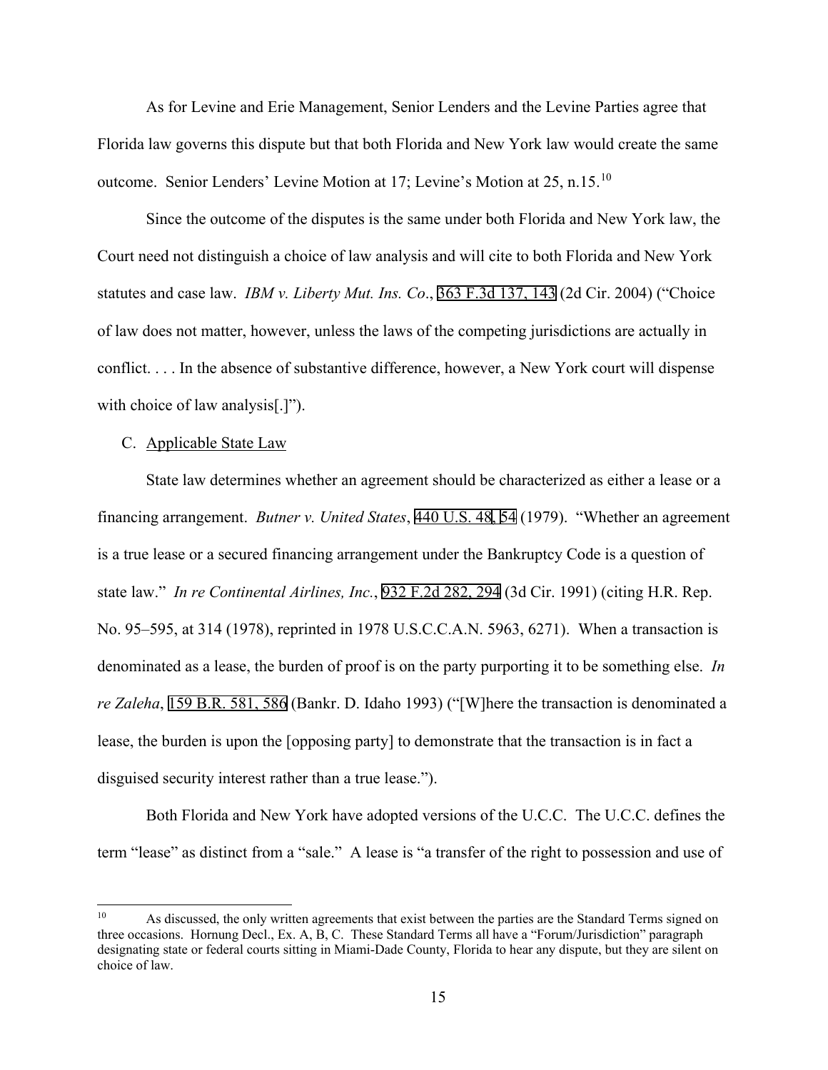As for Levine and Erie Management, Senior Lenders and the Levine Parties agree that Florida law governs this dispute but that both Florida and New York law would create the same outcome. Senior Lenders' Levine Motion at 17; Levine's Motion at 25, n.15.[10]

Since the outcome of the disputes is the same under both Florida and New York law, the Court need not distinguish a choice of law analysis and will cite to both Florida and New York statutes and case law. *IBM v. Liberty Mut. Ins. Co*., 363 F.3d 137, 143 (2d Cir. 2004) ("Choice of law does not matter, however, unless the laws of the competing jurisdictions are actually in conflict. . . . In the absence of substantive difference, however, a New York court will dispense with choice of law analysis[.]").

C. Applicable State Law

State law determines whether an agreement should be characterized as either a lease or a financing arrangement. *Butner v. United States*, 440 U.S. 48, 54 (1979). "Whether an agreement is a true lease or a secured financing arrangement under the Bankruptcy Code is a question of state law." *In re Continental Airlines, Inc.*, 932 F.2d 282, 294 (3d Cir. 1991) (citing H.R. Rep. No. 95–595, at 314 (1978), reprinted in 1978 U.S.C.C.A.N. 5963, 6271). When a transaction is denominated as a lease, the burden of proof is on the party purporting it to be something else. *In re Zaleha*, 159 B.R. 581, 586 (Bankr. D. Idaho 1993) ("[W]here the transaction is denominated a lease, the burden is upon the [opposing party] to demonstrate that the transaction is in fact a disguised security interest rather than a true lease.").

Both Florida and New York have adopted versions of the U.C.C. The U.C.C. defines the term "lease" as distinct from a "sale." A lease is "a transfer of the right to possession and use of

---

[10] As discussed, the only written agreements that exist between the parties are the Standard Terms signed on three occasions. Hornung Decl., Ex. A, B, C. These Standard Terms all have a "Forum/Jurisdiction" paragraph designating state or federal courts sitting in Miami-Dade County, Florida to hear any dispute, but they are silent on choice of law.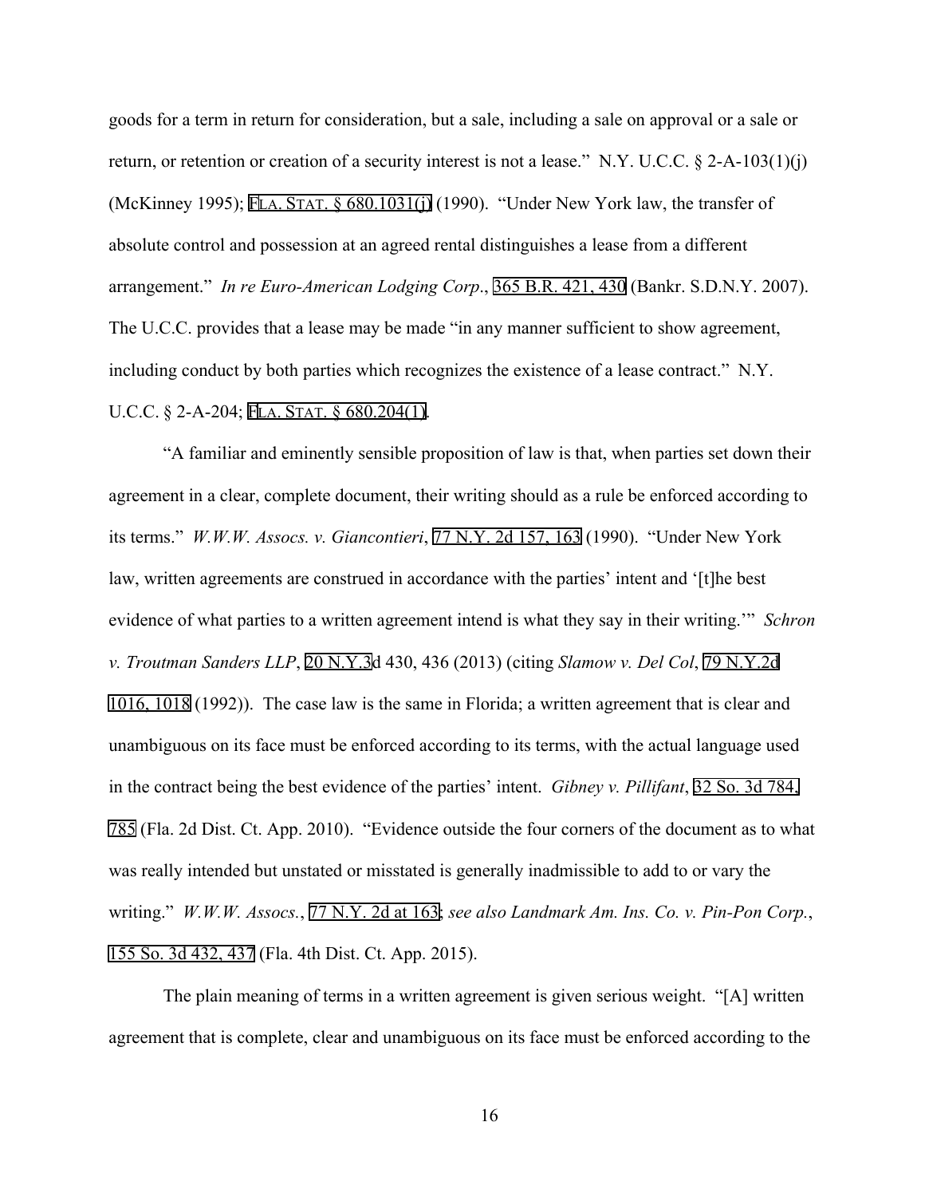goods for a term in return for consideration, but a sale, including a sale on approval or a sale or return, or retention or creation of a security interest is not a lease." N.Y. U.C.C. § 2-A-103(1)(j) (McKinney 1995); FLA. STAT. § 680.1031(j) (1990). "Under New York law, the transfer of absolute control and possession at an agreed rental distinguishes a lease from a different arrangement." *In re Euro-American Lodging Corp*., 365 B.R. 421, 430 (Bankr. S.D.N.Y. 2007). The U.C.C. provides that a lease may be made "in any manner sufficient to show agreement, including conduct by both parties which recognizes the existence of a lease contract." N.Y. U.C.C. § 2-A-204; FLA. STAT. § 680.204(1).

"A familiar and eminently sensible proposition of law is that, when parties set down their agreement in a clear, complete document, their writing should as a rule be enforced according to its terms." *W.W.W. Assocs. v. Giancontieri*, 77 N.Y. 2d 157, 163 (1990). "Under New York law, written agreements are construed in accordance with the parties' intent and '[t]he best evidence of what parties to a written agreement intend is what they say in their writing.'" *Schron v. Troutman Sanders LLP*, 20 N.Y.3d 430, 436 (2013) (citing *Slamow v. Del Col*, 79 N.Y.2d 1016, 1018 (1992)). The case law is the same in Florida; a written agreement that is clear and unambiguous on its face must be enforced according to its terms, with the actual language used in the contract being the best evidence of the parties' intent. *Gibney v. Pillifant*, 32 So. 3d 784, 785 (Fla. 2d Dist. Ct. App. 2010). "Evidence outside the four corners of the document as to what was really intended but unstated or misstated is generally inadmissible to add to or vary the writing." *W.W.W. Assocs.*, 77 N.Y. 2d at 163; *see also Landmark Am. Ins. Co. v. Pin-Pon Corp.*, 155 So. 3d 432, 437 (Fla. 4th Dist. Ct. App. 2015).

The plain meaning of terms in a written agreement is given serious weight. "[A] written agreement that is complete, clear and unambiguous on its face must be enforced according to the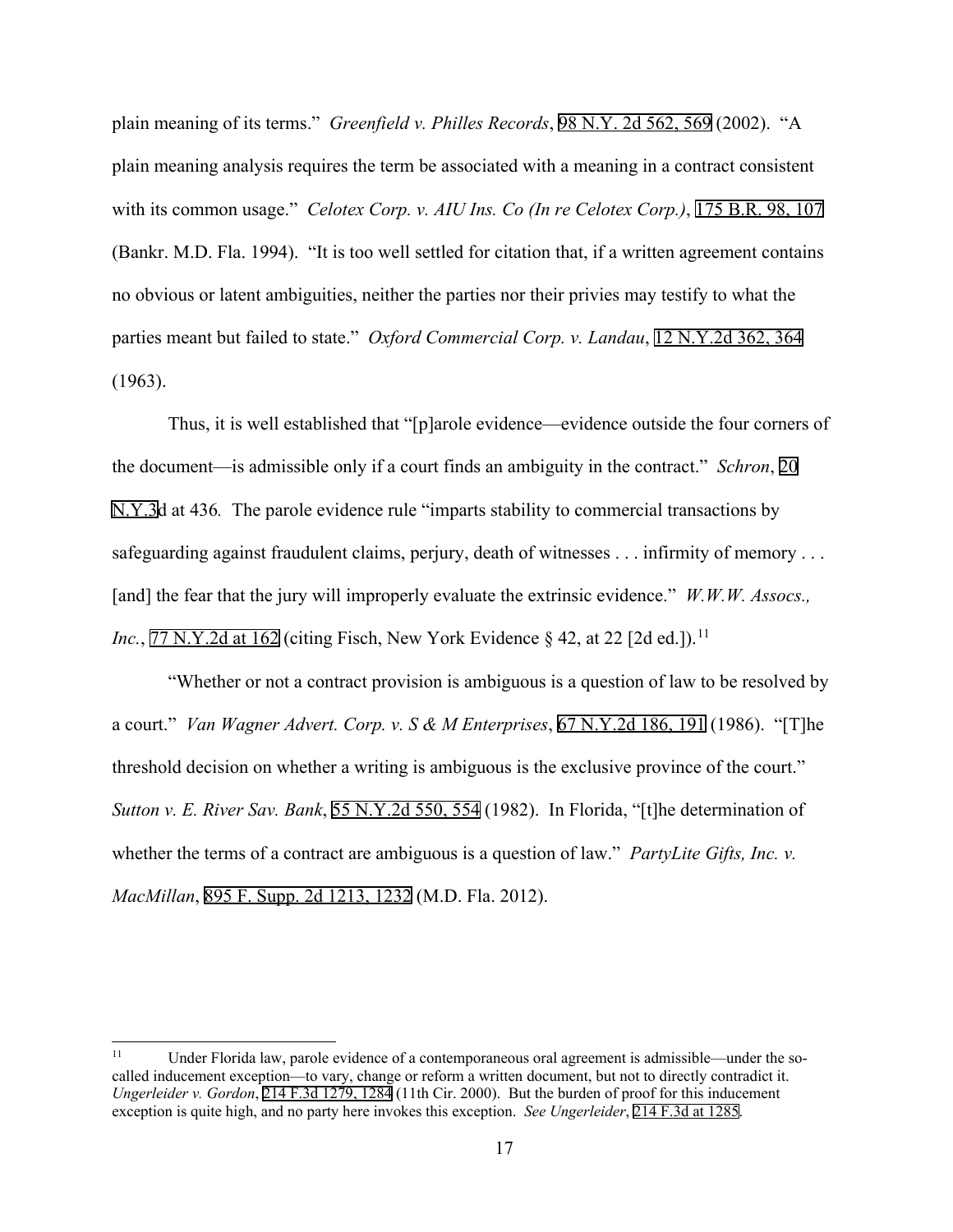plain meaning of its terms." *Greenfield v. Philles Records*, 98 N.Y. 2d 562, 569 (2002). "A plain meaning analysis requires the term be associated with a meaning in a contract consistent with its common usage." *Celotex Corp. v. AIU Ins. Co (In re Celotex Corp.)*, 175 B.R. 98, 107 (Bankr. M.D. Fla. 1994). "It is too well settled for citation that, if a written agreement contains no obvious or latent ambiguities, neither the parties nor their privies may testify to what the parties meant but failed to state." *Oxford Commercial Corp. v. Landau*, 12 N.Y.2d 362, 364 (1963).

Thus, it is well established that "[p]arole evidence—evidence outside the four corners of the document—is admissible only if a court finds an ambiguity in the contract." *Schron*, 20 N.Y.3d at 436. The parole evidence rule "imparts stability to commercial transactions by safeguarding against fraudulent claims, perjury, death of witnesses . . . infirmity of memory . . . [and] the fear that the jury will improperly evaluate the extrinsic evidence." *W.W.W. Assocs., Inc.*, 77 N.Y.2d at 162 (citing Fisch, New York Evidence § 42, at 22 [2d ed.]).[11]

"Whether or not a contract provision is ambiguous is a question of law to be resolved by a court." *Van Wagner Advert. Corp. v. S & M Enterprises*, 67 N.Y.2d 186, 191 (1986). "[T]he threshold decision on whether a writing is ambiguous is the exclusive province of the court." *Sutton v. E. River Sav. Bank*, 55 N.Y.2d 550, 554 (1982). In Florida, "[t]he determination of whether the terms of a contract are ambiguous is a question of law." *PartyLite Gifts, Inc. v. MacMillan*, 895 F. Supp. 2d 1213, 1232 (M.D. Fla. 2012).

---

[11] Under Florida law, parole evidence of a contemporaneous oral agreement is admissible—under the so-called inducement exception—to vary, change or reform a written document, but not to directly contradict it. *Ungerleider v. Gordon*, 214 F.3d 1279, 1284 (11th Cir. 2000). But the burden of proof for this inducement exception is quite high, and no party here invokes this exception. *See Ungerleider*, 214 F.3d at 1285.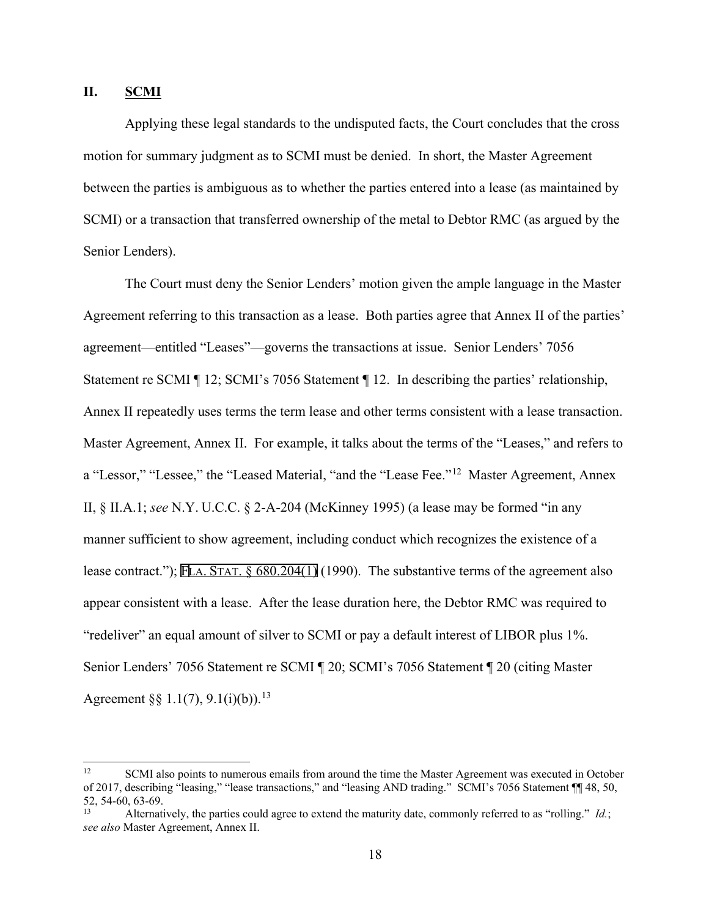## II. SCMI

Applying these legal standards to the undisputed facts, the Court concludes that the cross motion for summary judgment as to SCMI must be denied. In short, the Master Agreement between the parties is ambiguous as to whether the parties entered into a lease (as maintained by SCMI) or a transaction that transferred ownership of the metal to Debtor RMC (as argued by the Senior Lenders).

The Court must deny the Senior Lenders' motion given the ample language in the Master Agreement referring to this transaction as a lease. Both parties agree that Annex II of the parties' agreement—entitled "Leases"—governs the transactions at issue. Senior Lenders' 7056 Statement re SCMI ¶ 12; SCMI's 7056 Statement ¶ 12. In describing the parties' relationship, Annex II repeatedly uses terms the term lease and other terms consistent with a lease transaction. Master Agreement, Annex II. For example, it talks about the terms of the "Leases," and refers to a "Lessor," "Lessee," the "Leased Material, "and the "Lease Fee."[12] Master Agreement, Annex II, § II.A.1; *see* N.Y. U.C.C. § 2-A-204 (McKinney 1995) (a lease may be formed "in any manner sufficient to show agreement, including conduct which recognizes the existence of a lease contract."); FLA. STAT. § 680.204(1) (1990). The substantive terms of the agreement also appear consistent with a lease. After the lease duration here, the Debtor RMC was required to "redeliver" an equal amount of silver to SCMI or pay a default interest of LIBOR plus 1%. Senior Lenders' 7056 Statement re SCMI ¶ 20; SCMI's 7056 Statement ¶ 20 (citing Master Agreement §§ 1.1(7), 9.1(i)(b)).[13]

---

[12] SCMI also points to numerous emails from around the time the Master Agreement was executed in October of 2017, describing "leasing," "lease transactions," and "leasing AND trading." SCMI's 7056 Statement ¶¶ 48, 50, 52, 54-60, 63-69.

[13] Alternatively, the parties could agree to extend the maturity date, commonly referred to as "rolling." *Id.*; *see also* Master Agreement, Annex II.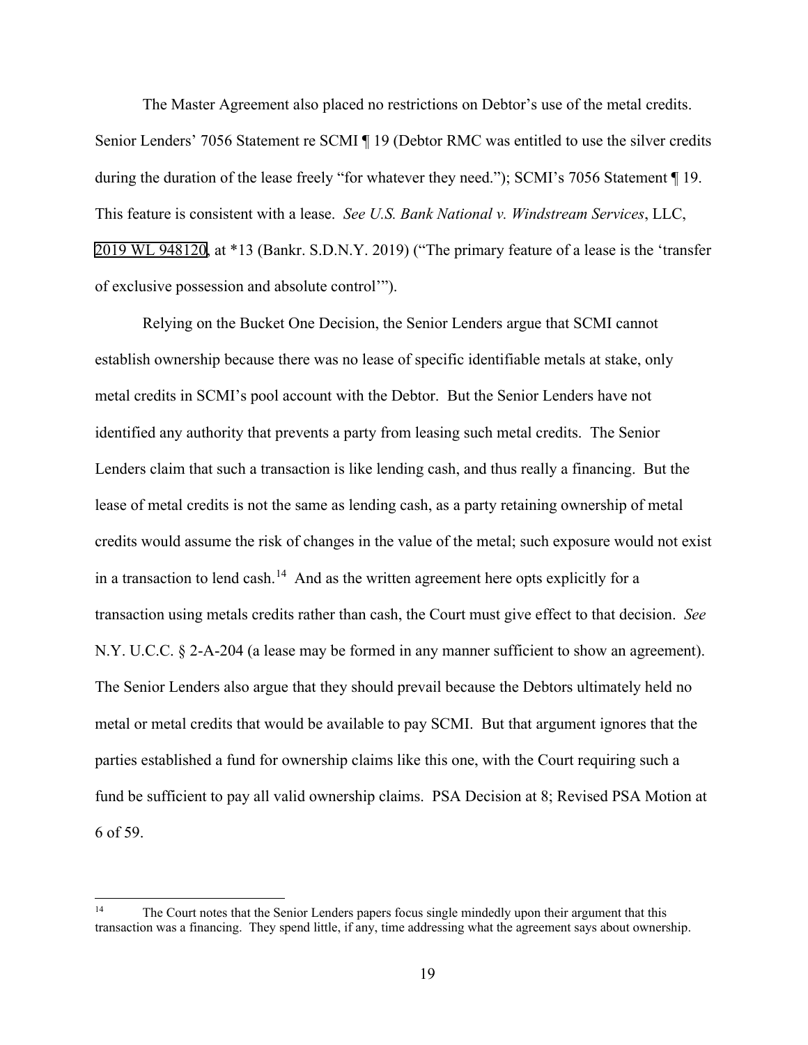The Master Agreement also placed no restrictions on Debtor's use of the metal credits. Senior Lenders' 7056 Statement re SCMI ¶ 19 (Debtor RMC was entitled to use the silver credits during the duration of the lease freely "for whatever they need."); SCMI's 7056 Statement ¶ 19. This feature is consistent with a lease. *See U.S. Bank National v. Windstream Services*, LLC, 2019 WL 948120, at *13 (Bankr. S.D.N.Y. 2019) ("The primary feature of a lease is the 'transfer of exclusive possession and absolute control'").

Relying on the Bucket One Decision, the Senior Lenders argue that SCMI cannot establish ownership because there was no lease of specific identifiable metals at stake, only metal credits in SCMI's pool account with the Debtor. But the Senior Lenders have not identified any authority that prevents a party from leasing such metal credits. The Senior Lenders claim that such a transaction is like lending cash, and thus really a financing. But the lease of metal credits is not the same as lending cash, as a party retaining ownership of metal credits would assume the risk of changes in the value of the metal; such exposure would not exist in a transaction to lend cash.[14] And as the written agreement here opts explicitly for a transaction using metals credits rather than cash, the Court must give effect to that decision. *See* N.Y. U.C.C. § 2-A-204 (a lease may be formed in any manner sufficient to show an agreement). The Senior Lenders also argue that they should prevail because the Debtors ultimately held no metal or metal credits that would be available to pay SCMI. But that argument ignores that the parties established a fund for ownership claims like this one, with the Court requiring such a fund be sufficient to pay all valid ownership claims. PSA Decision at 8; Revised PSA Motion at 6 of 59.

---

[14] The Court notes that the Senior Lenders papers focus single mindedly upon their argument that this transaction was a financing. They spend little, if any, time addressing what the agreement says about ownership.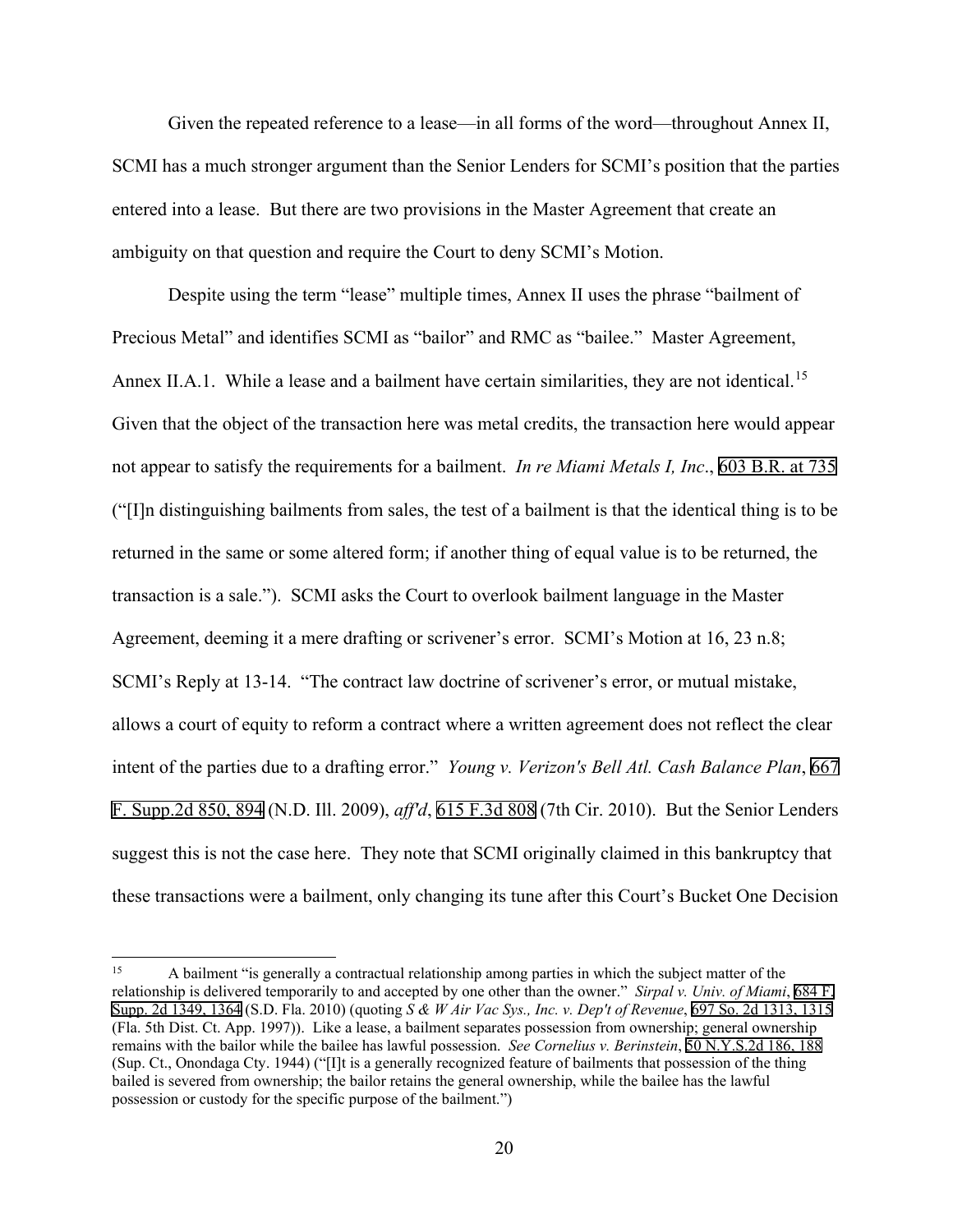Given the repeated reference to a lease—in all forms of the word—throughout Annex II, SCMI has a much stronger argument than the Senior Lenders for SCMI's position that the parties entered into a lease. But there are two provisions in the Master Agreement that create an ambiguity on that question and require the Court to deny SCMI's Motion.

Despite using the term "lease" multiple times, Annex II uses the phrase "bailment of Precious Metal" and identifies SCMI as "bailor" and RMC as "bailee." Master Agreement, Annex II.A.1. While a lease and a bailment have certain similarities, they are not identical.[15] Given that the object of the transaction here was metal credits, the transaction here would appear not appear to satisfy the requirements for a bailment. *In re Miami Metals I, Inc*., 603 B.R. at 735 ("[I]n distinguishing bailments from sales, the test of a bailment is that the identical thing is to be returned in the same or some altered form; if another thing of equal value is to be returned, the transaction is a sale."). SCMI asks the Court to overlook bailment language in the Master Agreement, deeming it a mere drafting or scrivener's error. SCMI's Motion at 16, 23 n.8; SCMI's Reply at 13-14. "The contract law doctrine of scrivener's error, or mutual mistake, allows a court of equity to reform a contract where a written agreement does not reflect the clear intent of the parties due to a drafting error." *Young v. Verizon's Bell Atl. Cash Balance Plan*, 667 F. Supp.2d 850, 894 (N.D. Ill. 2009), *aff'd*, 615 F.3d 808 (7th Cir. 2010). But the Senior Lenders suggest this is not the case here. They note that SCMI originally claimed in this bankruptcy that these transactions were a bailment, only changing its tune after this Court's Bucket One Decision

[15] A bailment "is generally a contractual relationship among parties in which the subject matter of the relationship is delivered temporarily to and accepted by one other than the owner." *Sirpal v. Univ. of Miami*, 684 F. Supp. 2d 1349, 1364 (S.D. Fla. 2010) (quoting *S & W Air Vac Sys., Inc. v. Dep't of Revenue*, 697 So. 2d 1313, 1315 (Fla. 5th Dist. Ct. App. 1997)). Like a lease, a bailment separates possession from ownership; general ownership remains with the bailor while the bailee has lawful possession. *See Cornelius v. Berinstein*, 50 N.Y.S.2d 186, 188 (Sup. Ct., Onondaga Cty. 1944) ("[I]t is a generally recognized feature of bailments that possession of the thing bailed is severed from ownership; the bailor retains the general ownership, while the bailee has the lawful possession or custody for the specific purpose of the bailment.")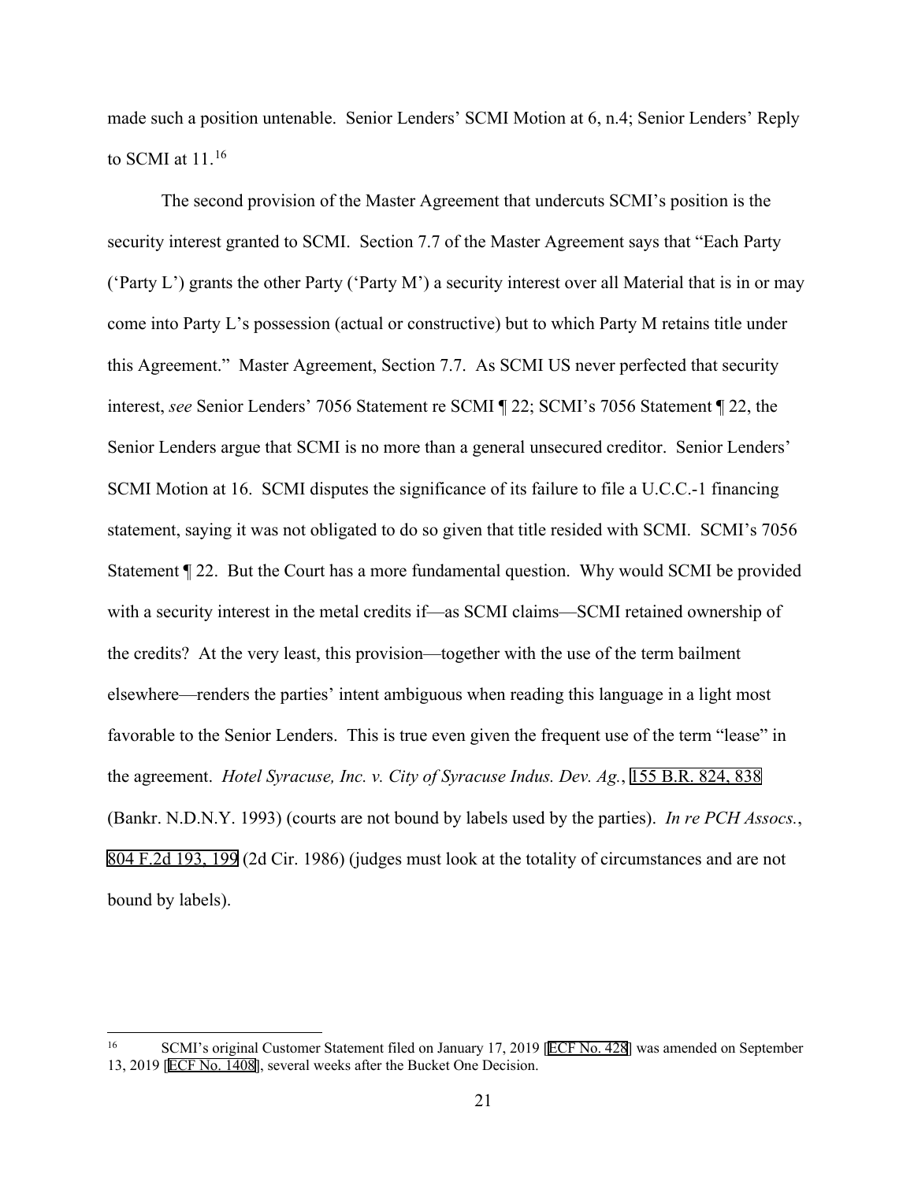made such a position untenable. Senior Lenders' SCMI Motion at 6, n.4; Senior Lenders' Reply to SCMI at 11.[16]

The second provision of the Master Agreement that undercuts SCMI's position is the security interest granted to SCMI. Section 7.7 of the Master Agreement says that "Each Party ('Party L') grants the other Party ('Party M') a security interest over all Material that is in or may come into Party L's possession (actual or constructive) but to which Party M retains title under this Agreement." Master Agreement, Section 7.7. As SCMI US never perfected that security interest, *see* Senior Lenders' 7056 Statement re SCMI ¶ 22; SCMI's 7056 Statement ¶ 22, the Senior Lenders argue that SCMI is no more than a general unsecured creditor. Senior Lenders' SCMI Motion at 16. SCMI disputes the significance of its failure to file a U.C.C.-1 financing statement, saying it was not obligated to do so given that title resided with SCMI. SCMI's 7056 Statement ¶ 22. But the Court has a more fundamental question. Why would SCMI be provided with a security interest in the metal credits if—as SCMI claims—SCMI retained ownership of the credits? At the very least, this provision—together with the use of the term bailment elsewhere—renders the parties' intent ambiguous when reading this language in a light most favorable to the Senior Lenders. This is true even given the frequent use of the term "lease" in the agreement. *Hotel Syracuse, Inc. v. City of Syracuse Indus. Dev. Ag.*, 155 B.R. 824, 838 (Bankr. N.D.N.Y. 1993) (courts are not bound by labels used by the parties). *In re PCH Assocs.*, 804 F.2d 193, 199 (2d Cir. 1986) (judges must look at the totality of circumstances and are not bound by labels).

---

[16] SCMI's original Customer Statement filed on January 17, 2019 [ECF No. 428] was amended on September 13, 2019 [ECF No. 1408], several weeks after the Bucket One Decision.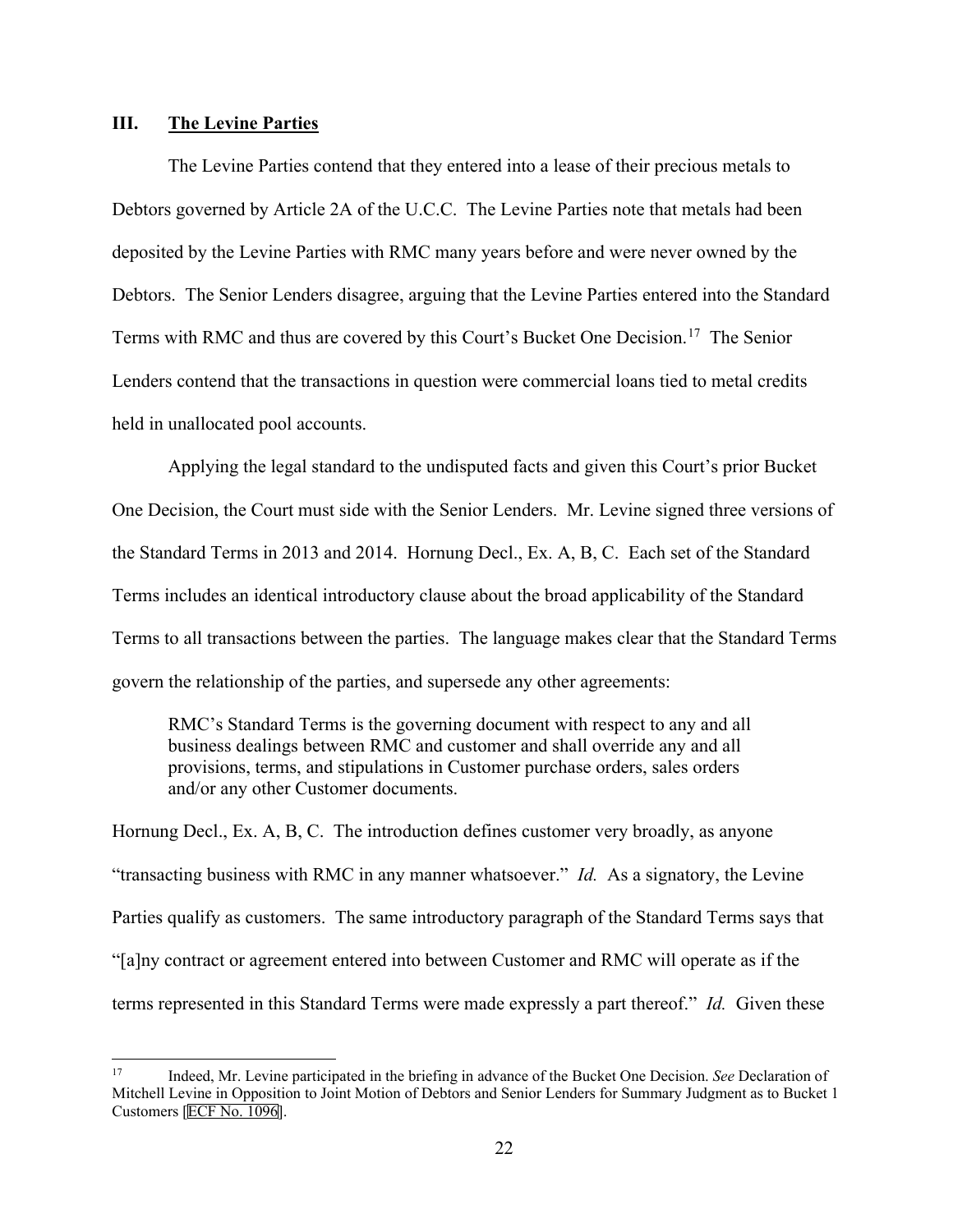## III. **The Levine Parties**

The Levine Parties contend that they entered into a lease of their precious metals to Debtors governed by Article 2A of the U.C.C. The Levine Parties note that metals had been deposited by the Levine Parties with RMC many years before and were never owned by the Debtors. The Senior Lenders disagree, arguing that the Levine Parties entered into the Standard Terms with RMC and thus are covered by this Court's Bucket One Decision.[17] The Senior Lenders contend that the transactions in question were commercial loans tied to metal credits held in unallocated pool accounts.

Applying the legal standard to the undisputed facts and given this Court's prior Bucket One Decision, the Court must side with the Senior Lenders. Mr. Levine signed three versions of the Standard Terms in 2013 and 2014. Hornung Decl., Ex. A, B, C. Each set of the Standard Terms includes an identical introductory clause about the broad applicability of the Standard Terms to all transactions between the parties. The language makes clear that the Standard Terms govern the relationship of the parties, and supersede any other agreements:

> RMC's Standard Terms is the governing document with respect to any and all business dealings between RMC and customer and shall override any and all provisions, terms, and stipulations in Customer purchase orders, sales orders and/or any other Customer documents.

Hornung Decl., Ex. A, B, C. The introduction defines customer very broadly, as anyone "transacting business with RMC in any manner whatsoever." *Id.* As a signatory, the Levine Parties qualify as customers. The same introductory paragraph of the Standard Terms says that "[a]ny contract or agreement entered into between Customer and RMC will operate as if the terms represented in this Standard Terms were made expressly a part thereof." *Id.* Given these

---

[17] Indeed, Mr. Levine participated in the briefing in advance of the Bucket One Decision. *See* Declaration of Mitchell Levine in Opposition to Joint Motion of Debtors and Senior Lenders for Summary Judgment as to Bucket 1 Customers [ECF No. 1096].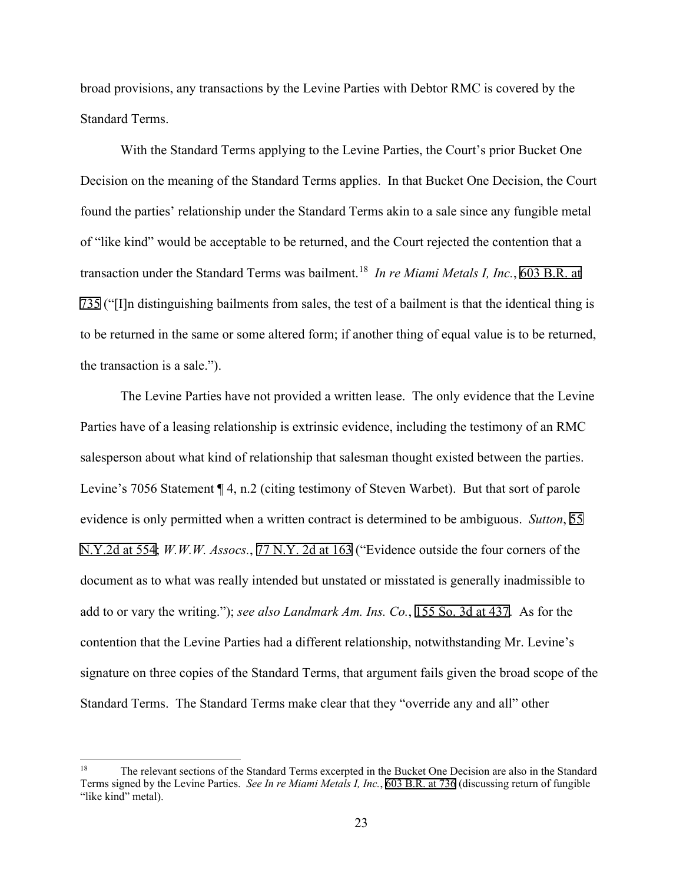broad provisions, any transactions by the Levine Parties with Debtor RMC is covered by the Standard Terms.

With the Standard Terms applying to the Levine Parties, the Court's prior Bucket One Decision on the meaning of the Standard Terms applies. In that Bucket One Decision, the Court found the parties' relationship under the Standard Terms akin to a sale since any fungible metal of "like kind" would be acceptable to be returned, and the Court rejected the contention that a transaction under the Standard Terms was bailment.[18] *In re Miami Metals I, Inc.*, 603 B.R. at 735 ("[I]n distinguishing bailments from sales, the test of a bailment is that the identical thing is to be returned in the same or some altered form; if another thing of equal value is to be returned, the transaction is a sale.").

The Levine Parties have not provided a written lease. The only evidence that the Levine Parties have of a leasing relationship is extrinsic evidence, including the testimony of an RMC salesperson about what kind of relationship that salesman thought existed between the parties. Levine's 7056 Statement ¶ 4, n.2 (citing testimony of Steven Warbet). But that sort of parole evidence is only permitted when a written contract is determined to be ambiguous. *Sutton*, 55 N.Y.2d at 554; *W.W.W. Assocs.*, 77 N.Y. 2d at 163 ("Evidence outside the four corners of the document as to what was really intended but unstated or misstated is generally inadmissible to add to or vary the writing."); *see also Landmark Am. Ins. Co.*, 155 So. 3d at 437. As for the contention that the Levine Parties had a different relationship, notwithstanding Mr. Levine's signature on three copies of the Standard Terms, that argument fails given the broad scope of the Standard Terms. The Standard Terms make clear that they "override any and all" other

---

[18] The relevant sections of the Standard Terms excerpted in the Bucket One Decision are also in the Standard Terms signed by the Levine Parties. *See In re Miami Metals I, Inc.*, 603 B.R. at 736 (discussing return of fungible "like kind" metal).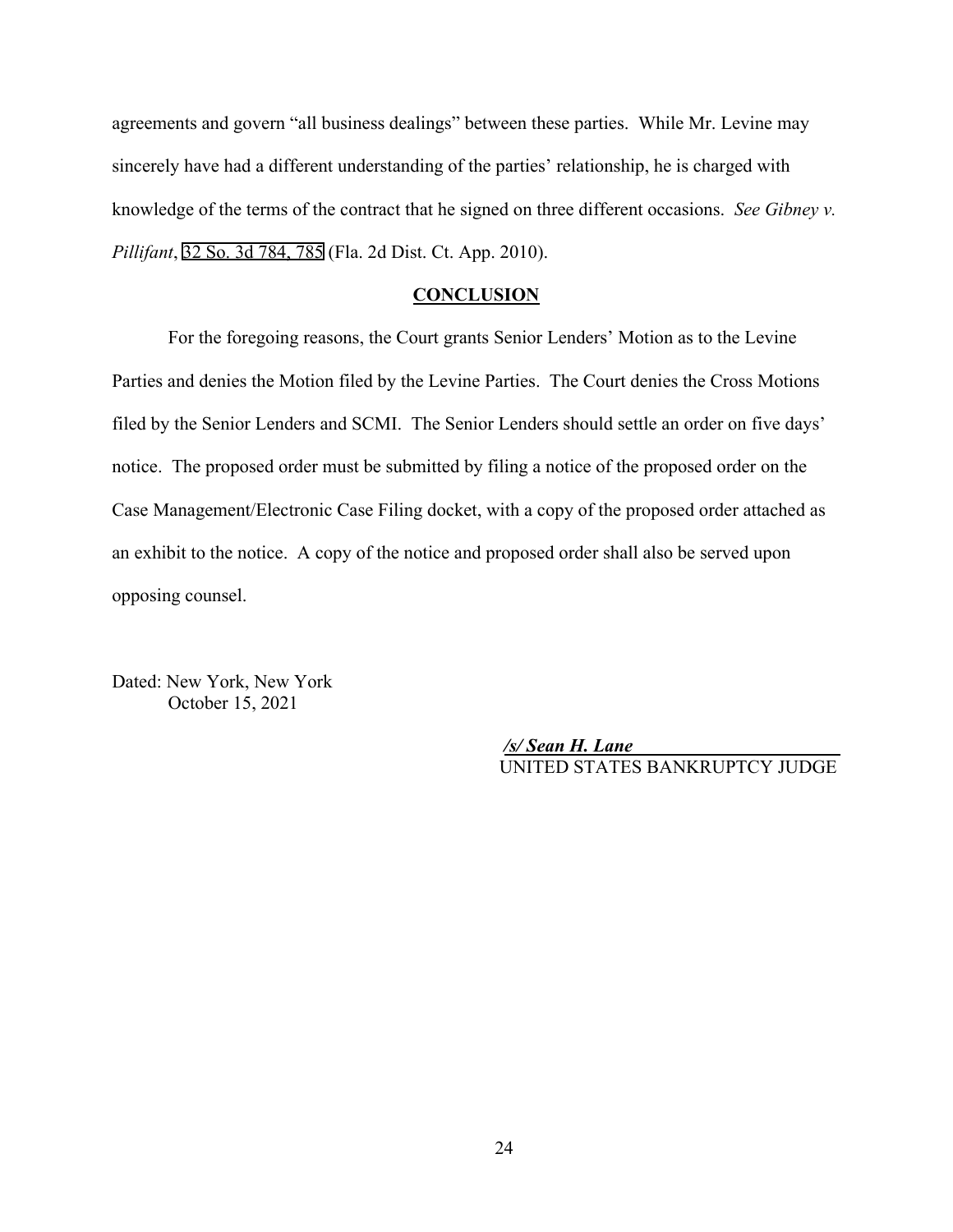agreements and govern "all business dealings" between these parties. While Mr. Levine may sincerely have had a different understanding of the parties' relationship, he is charged with knowledge of the terms of the contract that he signed on three different occasions. *See Gibney v. Pillifant*, 32 So. 3d 784, 785 (Fla. 2d Dist. Ct. App. 2010).

## CONCLUSION

For the foregoing reasons, the Court grants Senior Lenders' Motion as to the Levine Parties and denies the Motion filed by the Levine Parties. The Court denies the Cross Motions filed by the Senior Lenders and SCMI. The Senior Lenders should settle an order on five days' notice. The proposed order must be submitted by filing a notice of the proposed order on the Case Management/Electronic Case Filing docket, with a copy of the proposed order attached as an exhibit to the notice. A copy of the notice and proposed order shall also be served upon opposing counsel.

Dated: New York, New York
October 15, 2021

***/s/ Sean H. Lane***
UNITED STATES BANKRUPTCY JUDGE